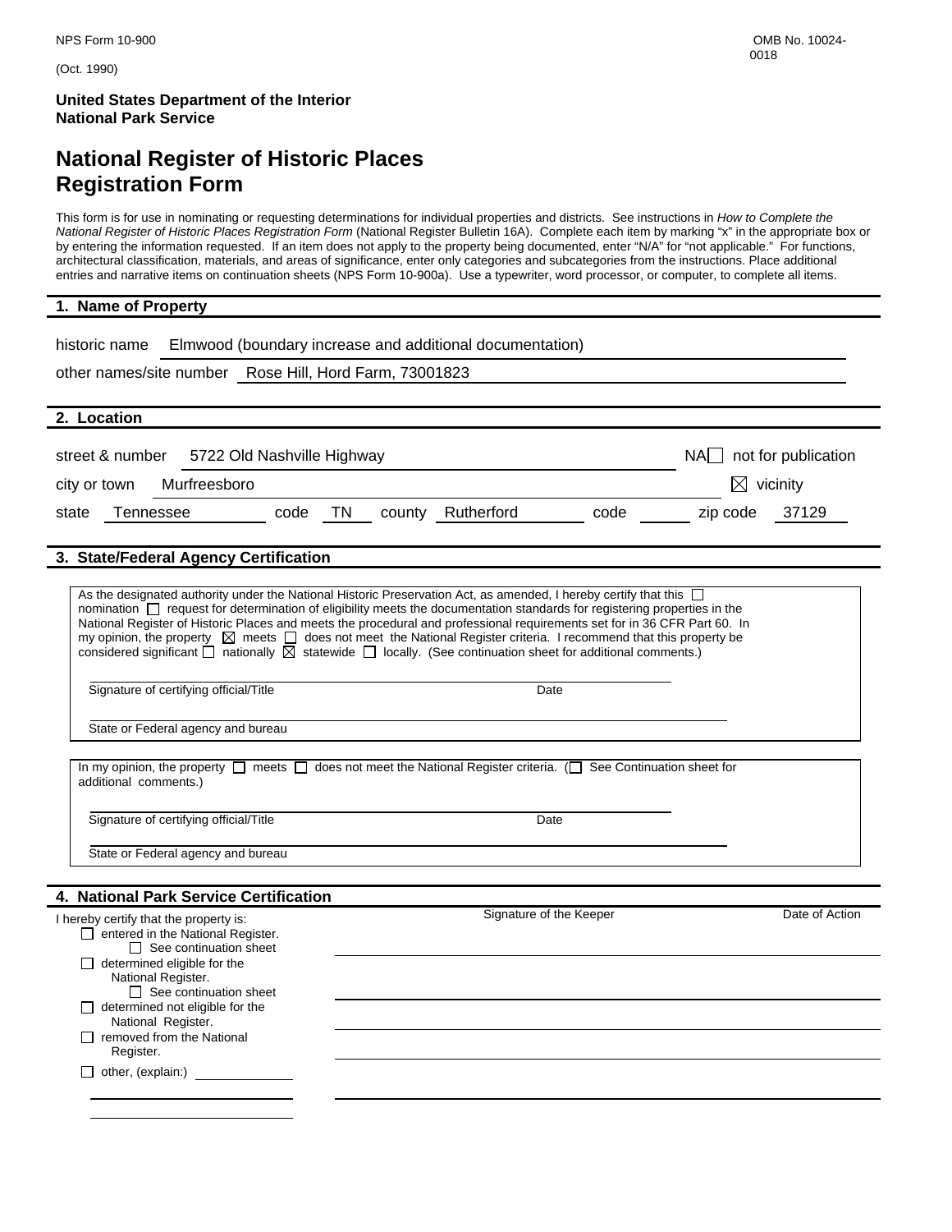NPS Form 10-900 OMB No. 10024-0018

(Oct. 1990)

**United States Department of the Interior**
**National Park Service**

# National Register of Historic Places Registration Form

This form is for use in nominating or requesting determinations for individual properties and districts. See instructions in *How to Complete the National Register of Historic Places Registration Form* (National Register Bulletin 16A). Complete each item by marking "x" in the appropriate box or by entering the information requested. If an item does not apply to the property being documented, enter "N/A" for "not applicable." For functions, architectural classification, materials, and areas of significance, enter only categories and subcategories from the instructions. Place additional entries and narrative items on continuation sheets (NPS Form 10-900a). Use a typewriter, word processor, or computer, to complete all items.

## 1. Name of Property

historic name Elmwood (boundary increase and additional documentation)

other names/site number Rose Hill, Hord Farm, 73001823

## 2. Location

street & number 5722 Old Nashville Highway ☐ NA not for publication

city or town Murfreesboro ☒ vicinity

state Tennessee code TN county Rutherford code zip code 37129

## 3. State/Federal Agency Certification

As the designated authority under the National Historic Preservation Act, as amended, I hereby certify that this ☐ nomination ☐ request for determination of eligibility meets the documentation standards for registering properties in the National Register of Historic Places and meets the procedural and professional requirements set for in 36 CFR Part 60. In my opinion, the property ☒ meets ☐ does not meet the National Register criteria. I recommend that this property be considered significant ☐ nationally ☒ statewide ☐ locally. (See continuation sheet for additional comments.)

Signature of certifying official/Title Date

State or Federal agency and bureau

In my opinion, the property ☐ meets ☐ does not meet the National Register criteria. (☐ See Continuation sheet for additional comments.)

Signature of certifying official/Title Date

State or Federal agency and bureau

## 4. National Park Service Certification

I hereby certify that the property is: Signature of the Keeper Date of Action

- ☐ entered in the National Register.
  - ☐ See continuation sheet
- ☐ determined eligible for the National Register.
  - ☐ See continuation sheet
- ☐ determined not eligible for the National Register.
- ☐ removed from the National Register.
- ☐ other, (explain:)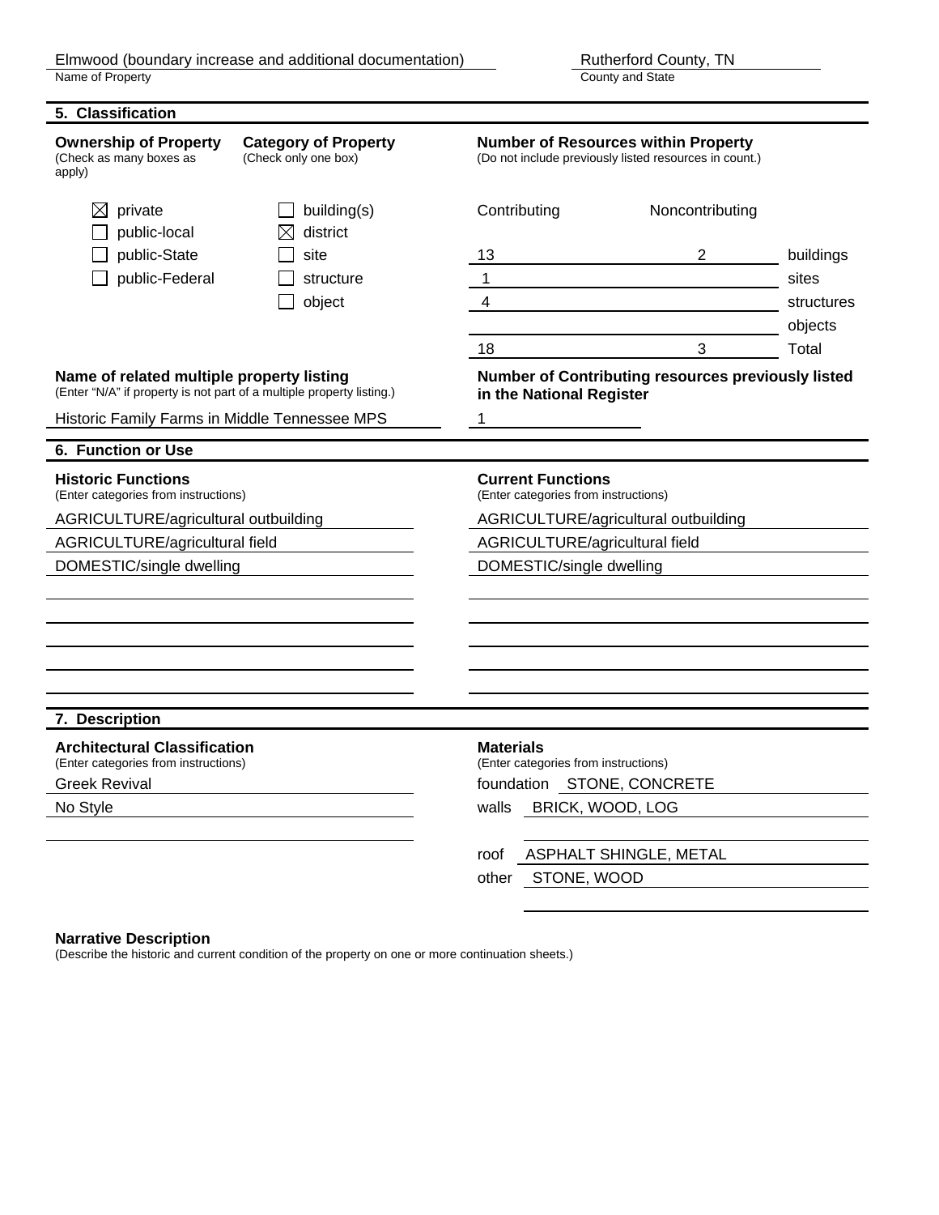Elmwood (boundary increase and additional documentation)
Name of Property

Rutherford County, TN
County and State

## 5. Classification

**Ownership of Property**
(Check as many boxes as apply)

- ☒ private
- ☐ public-local
- ☐ public-State
- ☐ public-Federal

**Category of Property**
(Check only one box)

- ☐ building(s)
- ☒ district
- ☐ site
- ☐ structure
- ☐ object

**Number of Resources within Property**
(Do not include previously listed resources in count.)

| Contributing | Noncontributing | |
|---|---|---|
| 13 | 2 | buildings |
| 1 | | sites |
| 4 | | structures |
| | | objects |
| 18 | 3 | Total |

**Name of related multiple property listing**
(Enter "N/A" if property is not part of a multiple property listing.)

Historic Family Farms in Middle Tennessee MPS

**Number of Contributing resources previously listed in the National Register**

1

## 6. Function or Use

**Historic Functions**
(Enter categories from instructions)

AGRICULTURE/agricultural outbuilding
AGRICULTURE/agricultural field
DOMESTIC/single dwelling

**Current Functions**
(Enter categories from instructions)

AGRICULTURE/agricultural outbuilding
AGRICULTURE/agricultural field
DOMESTIC/single dwelling

## 7. Description

**Architectural Classification**
(Enter categories from instructions)

Greek Revival
No Style

**Materials**
(Enter categories from instructions)

foundation STONE, CONCRETE
walls BRICK, WOOD, LOG

roof ASPHALT SHINGLE, METAL
other STONE, WOOD

**Narrative Description**
(Describe the historic and current condition of the property on one or more continuation sheets.)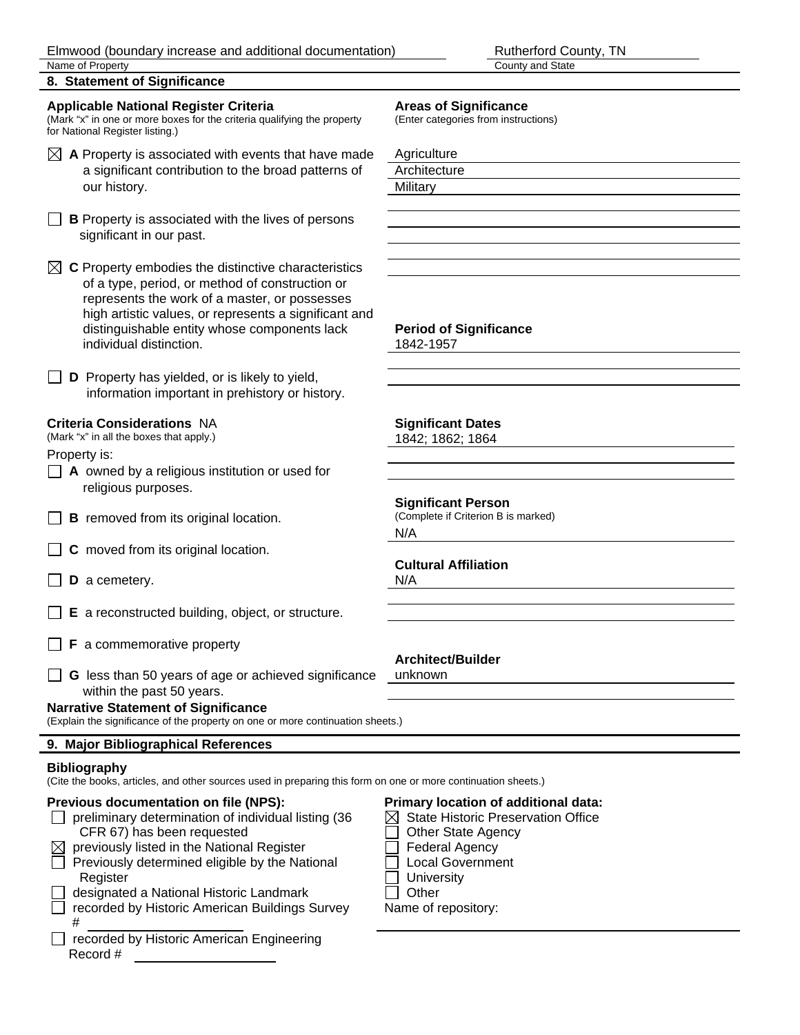Elmwood (boundary increase and additional documentation) — Name of Property

Rutherford County, TN — County and State

## 8. Statement of Significance

**Applicable National Register Criteria**
(Mark "x" in one or more boxes for the criteria qualifying the property for National Register listing.)

☒ **A** Property is associated with events that have made a significant contribution to the broad patterns of our history.

☐ **B** Property is associated with the lives of persons significant in our past.

☒ **C** Property embodies the distinctive characteristics of a type, period, or method of construction or represents the work of a master, or possesses high artistic values, or represents a significant and distinguishable entity whose components lack individual distinction.

☐ **D** Property has yielded, or is likely to yield, information important in prehistory or history.

**Areas of Significance**
(Enter categories from instructions)

Agriculture
Architecture
Military

**Period of Significance**
1842-1957

**Criteria Considerations** NA
(Mark "x" in all the boxes that apply.)

Property is:

☐ **A** owned by a religious institution or used for religious purposes.

☐ **B** removed from its original location.

☐ **C** moved from its original location.

☐ **D** a cemetery.

☐ **E** a reconstructed building, object, or structure.

☐ **F** a commemorative property

☐ **G** less than 50 years of age or achieved significance within the past 50 years.

**Significant Dates**
1842; 1862; 1864

**Significant Person**
(Complete if Criterion B is marked)
N/A

**Cultural Affiliation**
N/A

**Architect/Builder**
unknown

**Narrative Statement of Significance**
(Explain the significance of the property on one or more continuation sheets.)

## 9. Major Bibliographical References

**Bibliography**
(Cite the books, articles, and other sources used in preparing this form on one or more continuation sheets.)

**Previous documentation on file (NPS):**

☐ preliminary determination of individual listing (36 CFR 67) has been requested
☒ previously listed in the National Register
☐ Previously determined eligible by the National Register
☐ designated a National Historic Landmark
☐ recorded by Historic American Buildings Survey #
☐ recorded by Historic American Engineering Record #

**Primary location of additional data:**

☒ State Historic Preservation Office
☐ Other State Agency
☐ Federal Agency
☐ Local Government
☐ University
☐ Other

Name of repository: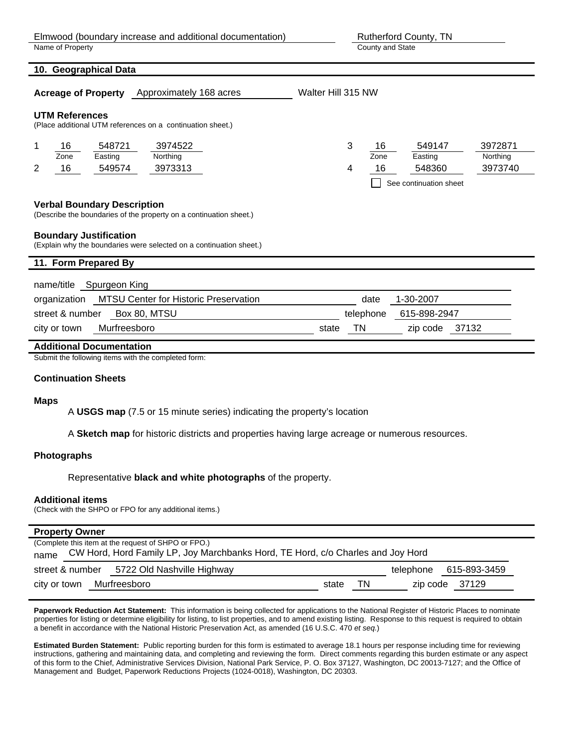Elmwood (boundary increase and additional documentation)
Name of Property

Rutherford County, TN
County and State

## 10. Geographical Data

**Acreage of Property** Approximately 168 acres    Walter Hill 315 NW

**UTM References**
(Place additional UTM references on a continuation sheet.)

| | Zone | Easting | Northing | | Zone | Easting | Northing |
|---|---|---|---|---|---|---|---|
| 1 | 16 | 548721 | 3974522 | 3 | 16 | 549147 | 3972871 |
| 2 | 16 | 549574 | 3973313 | 4 | 16 | 548360 | 3973740 |

☐ See continuation sheet

**Verbal Boundary Description**
(Describe the boundaries of the property on a continuation sheet.)

**Boundary Justification**
(Explain why the boundaries were selected on a continuation sheet.)

## 11. Form Prepared By

name/title Spurgeon King
organization MTSU Center for Historic Preservation    date 1-30-2007
street & number Box 80, MTSU    telephone 615-898-2947
city or town Murfreesboro    state TN    zip code 37132

## Additional Documentation

Submit the following items with the completed form:

**Continuation Sheets**

**Maps**

A **USGS map** (7.5 or 15 minute series) indicating the property's location

A **Sketch map** for historic districts and properties having large acreage or numerous resources.

**Photographs**

Representative **black and white photographs** of the property.

**Additional items**
(Check with the SHPO or FPO for any additional items.)

## Property Owner

(Complete this item at the request of SHPO or FPO.)
name CW Hord, Hord Family LP, Joy Marchbanks Hord, TE Hord, c/o Charles and Joy Hord
street & number 5722 Old Nashville Highway    telephone 615-893-3459
city or town Murfreesboro    state TN    zip code 37129

**Paperwork Reduction Act Statement:** This information is being collected for applications to the National Register of Historic Places to nominate properties for listing or determine eligibility for listing, to list properties, and to amend existing listing. Response to this request is required to obtain a benefit in accordance with the National Historic Preservation Act, as amended (16 U.S.C. 470 *et seq.*)

**Estimated Burden Statement:** Public reporting burden for this form is estimated to average 18.1 hours per response including time for reviewing instructions, gathering and maintaining data, and completing and reviewing the form. Direct comments regarding this burden estimate or any aspect of this form to the Chief, Administrative Services Division, National Park Service, P. O. Box 37127, Washington, DC 20013-7127; and the Office of Management and Budget, Paperwork Reductions Projects (1024-0018), Washington, DC 20303.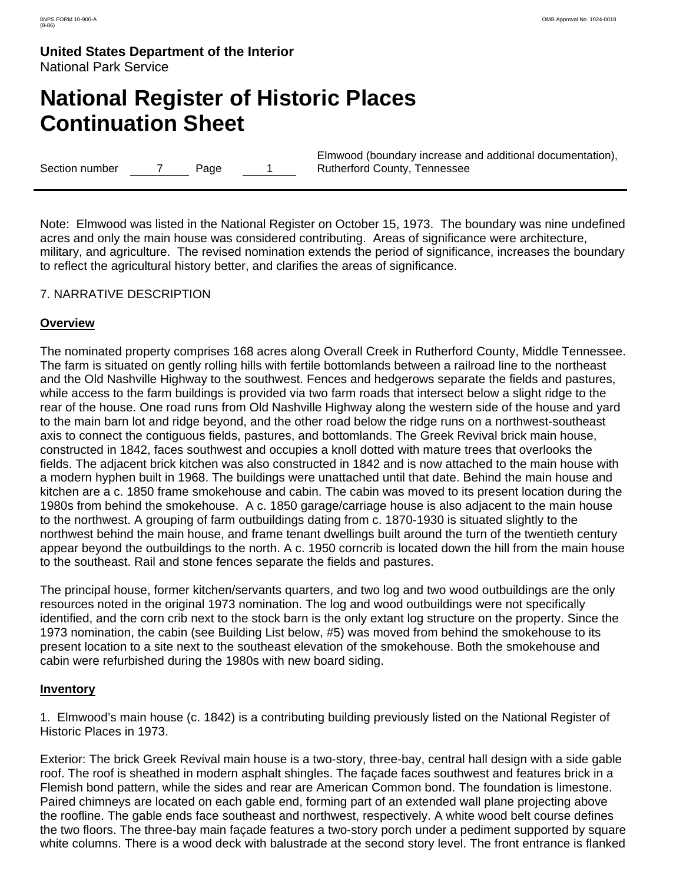Note: Elmwood was listed in the National Register on October 15, 1973. The boundary was nine undefined acres and only the main house was considered contributing. Areas of significance were architecture, military, and agriculture. The revised nomination extends the period of significance, increases the boundary to reflect the agricultural history better, and clarifies the areas of significance.

7. NARRATIVE DESCRIPTION

**Overview**

The nominated property comprises 168 acres along Overall Creek in Rutherford County, Middle Tennessee. The farm is situated on gently rolling hills with fertile bottomlands between a railroad line to the northeast and the Old Nashville Highway to the southwest. Fences and hedgerows separate the fields and pastures, while access to the farm buildings is provided via two farm roads that intersect below a slight ridge to the rear of the house. One road runs from Old Nashville Highway along the western side of the house and yard to the main barn lot and ridge beyond, and the other road below the ridge runs on a northwest-southeast axis to connect the contiguous fields, pastures, and bottomlands. The Greek Revival brick main house, constructed in 1842, faces southwest and occupies a knoll dotted with mature trees that overlooks the fields. The adjacent brick kitchen was also constructed in 1842 and is now attached to the main house with a modern hyphen built in 1968. The buildings were unattached until that date. Behind the main house and kitchen are a c. 1850 frame smokehouse and cabin. The cabin was moved to its present location during the 1980s from behind the smokehouse. A c. 1850 garage/carriage house is also adjacent to the main house to the northwest. A grouping of farm outbuildings dating from c. 1870-1930 is situated slightly to the northwest behind the main house, and frame tenant dwellings built around the turn of the twentieth century appear beyond the outbuildings to the north. A c. 1950 corncrib is located down the hill from the main house to the southeast. Rail and stone fences separate the fields and pastures.

The principal house, former kitchen/servants quarters, and two log and two wood outbuildings are the only resources noted in the original 1973 nomination. The log and wood outbuildings were not specifically identified, and the corn crib next to the stock barn is the only extant log structure on the property. Since the 1973 nomination, the cabin (see Building List below, #5) was moved from behind the smokehouse to its present location to a site next to the southeast elevation of the smokehouse. Both the smokehouse and cabin were refurbished during the 1980s with new board siding.

**Inventory**

1. Elmwood's main house (c. 1842) is a contributing building previously listed on the National Register of Historic Places in 1973.

Exterior: The brick Greek Revival main house is a two-story, three-bay, central hall design with a side gable roof. The roof is sheathed in modern asphalt shingles. The façade faces southwest and features brick in a Flemish bond pattern, while the sides and rear are American Common bond. The foundation is limestone. Paired chimneys are located on each gable end, forming part of an extended wall plane projecting above the roofline. The gable ends face southeast and northwest, respectively. A white wood belt course defines the two floors. The three-bay main façade features a two-story porch under a pediment supported by square white columns. There is a wood deck with balustrade at the second story level. The front entrance is flanked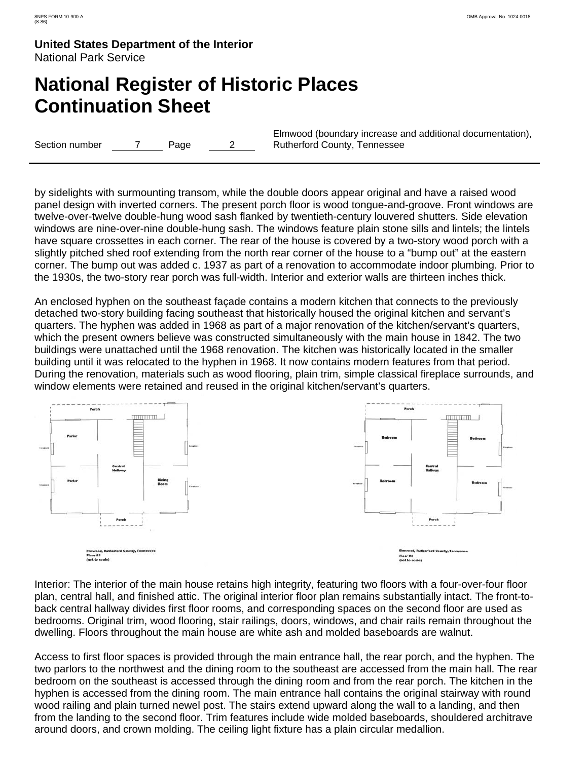by sidelights with surmounting transom, while the double doors appear original and have a raised wood panel design with inverted corners. The present porch floor is wood tongue-and-groove. Front windows are twelve-over-twelve double-hung wood sash flanked by twentieth-century louvered shutters. Side elevation windows are nine-over-nine double-hung sash. The windows feature plain stone sills and lintels; the lintels have square crossettes in each corner. The rear of the house is covered by a two-story wood porch with a slightly pitched shed roof extending from the north rear corner of the house to a “bump out” at the eastern corner. The bump out was added c. 1937 as part of a renovation to accommodate indoor plumbing. Prior to the 1930s, the two-story rear porch was full-width. Interior and exterior walls are thirteen inches thick.

An enclosed hyphen on the southeast façade contains a modern kitchen that connects to the previously detached two-story building facing southeast that historically housed the original kitchen and servant’s quarters. The hyphen was added in 1968 as part of a major renovation of the kitchen/servant’s quarters, which the present owners believe was constructed simultaneously with the main house in 1842. The two buildings were unattached until the 1968 renovation. The kitchen was historically located in the smaller building until it was relocated to the hyphen in 1968. It now contains modern features from that period. During the renovation, materials such as wood flooring, plain trim, simple classical fireplace surrounds, and window elements were retained and reused in the original kitchen/servant’s quarters.

Elmwood, Rutherford County, Tennessee
Floor #1
(not to scale)

Elmwood, Rutherford County, Tennessee
Floor #2
(not to scale)

Interior: The interior of the main house retains high integrity, featuring two floors with a four-over-four floor plan, central hall, and finished attic. The original interior floor plan remains substantially intact. The front-to-back central hallway divides first floor rooms, and corresponding spaces on the second floor are used as bedrooms. Original trim, wood flooring, stair railings, doors, windows, and chair rails remain throughout the dwelling. Floors throughout the main house are white ash and molded baseboards are walnut.

Access to first floor spaces is provided through the main entrance hall, the rear porch, and the hyphen. The two parlors to the northwest and the dining room to the southeast are accessed from the main hall. The rear bedroom on the southeast is accessed through the dining room and from the rear porch. The kitchen in the hyphen is accessed from the dining room. The main entrance hall contains the original stairway with round wood railing and plain turned newel post. The stairs extend upward along the wall to a landing, and then from the landing to the second floor. Trim features include wide molded baseboards, shouldered architrave around doors, and crown molding. The ceiling light fixture has a plain circular medallion.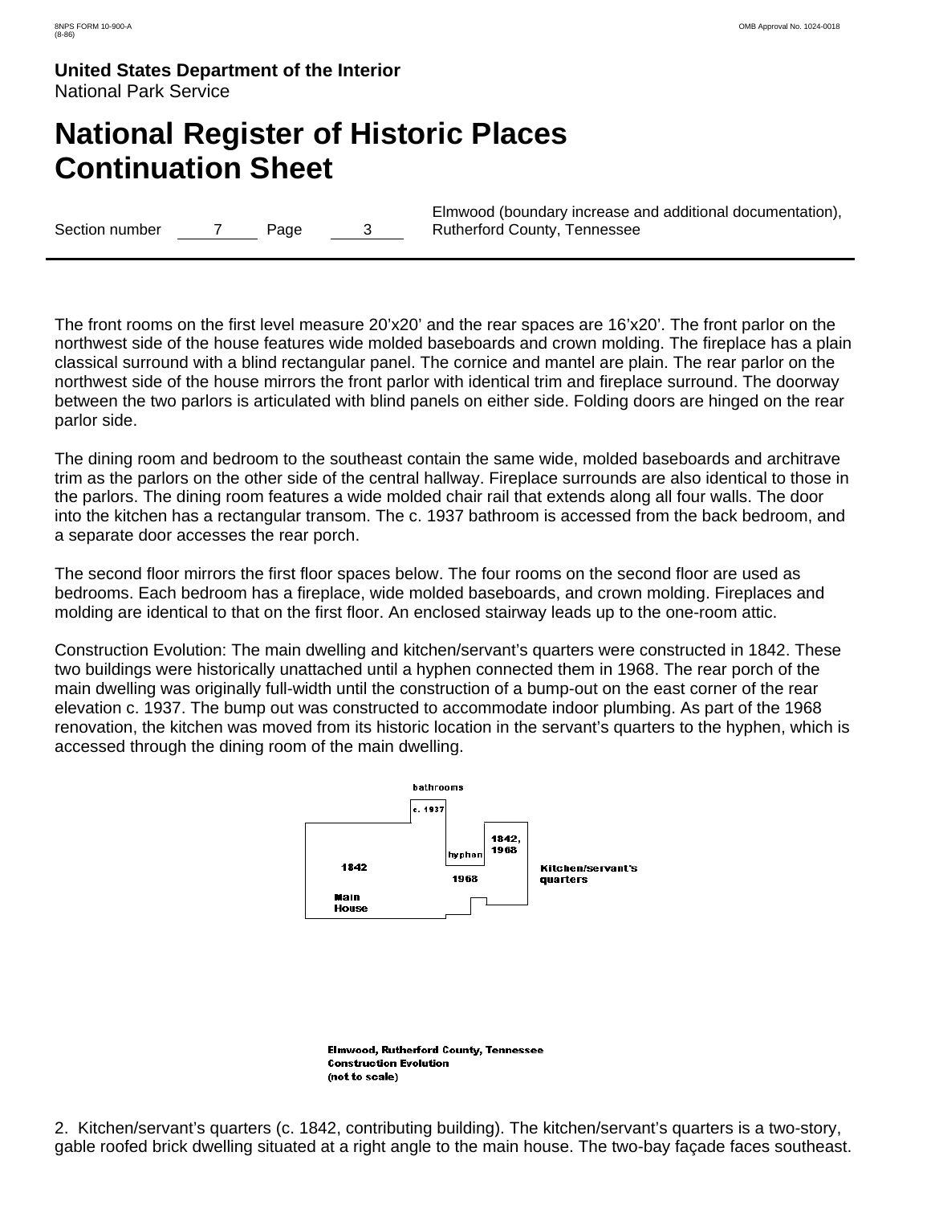The front rooms on the first level measure 20'x20' and the rear spaces are 16'x20'. The front parlor on the northwest side of the house features wide molded baseboards and crown molding. The fireplace has a plain classical surround with a blind rectangular panel. The cornice and mantel are plain. The rear parlor on the northwest side of the house mirrors the front parlor with identical trim and fireplace surround. The doorway between the two parlors is articulated with blind panels on either side. Folding doors are hinged on the rear parlor side.

The dining room and bedroom to the southeast contain the same wide, molded baseboards and architrave trim as the parlors on the other side of the central hallway. Fireplace surrounds are also identical to those in the parlors. The dining room features a wide molded chair rail that extends along all four walls. The door into the kitchen has a rectangular transom. The c. 1937 bathroom is accessed from the back bedroom, and a separate door accesses the rear porch.

The second floor mirrors the first floor spaces below. The four rooms on the second floor are used as bedrooms. Each bedroom has a fireplace, wide molded baseboards, and crown molding. Fireplaces and molding are identical to that on the first floor. An enclosed stairway leads up to the one-room attic.

Construction Evolution: The main dwelling and kitchen/servant's quarters were constructed in 1842. These two buildings were historically unattached until a hyphen connected them in 1968. The rear porch of the main dwelling was originally full-width until the construction of a bump-out on the east corner of the rear elevation c. 1937. The bump out was constructed to accommodate indoor plumbing. As part of the 1968 renovation, the kitchen was moved from its historic location in the servant's quarters to the hyphen, which is accessed through the dining room of the main dwelling.

bathrooms

c. 1937

1842

Main House

hyphen

1968

1842, 1968

Kitchen/servant's quarters

**Elmwood, Rutherford County, Tennessee**
**Construction Evolution**
**(not to scale)**

2. Kitchen/servant's quarters (c. 1842, contributing building). The kitchen/servant's quarters is a two-story, gable roofed brick dwelling situated at a right angle to the main house. The two-bay façade faces southeast.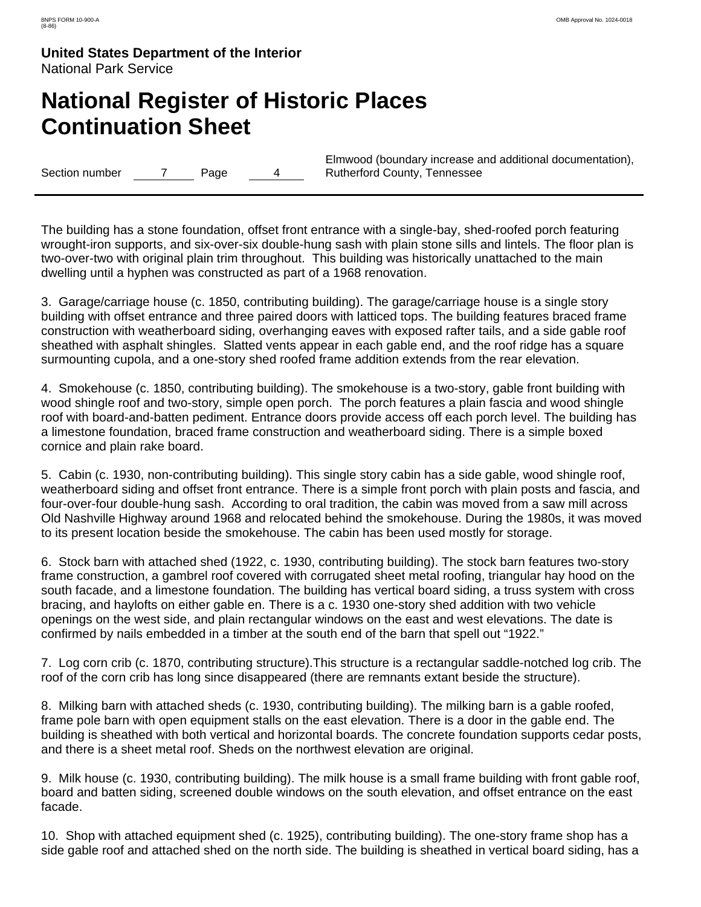The building has a stone foundation, offset front entrance with a single-bay, shed-roofed porch featuring wrought-iron supports, and six-over-six double-hung sash with plain stone sills and lintels. The floor plan is two-over-two with original plain trim throughout. This building was historically unattached to the main dwelling until a hyphen was constructed as part of a 1968 renovation.

3. Garage/carriage house (c. 1850, contributing building). The garage/carriage house is a single story building with offset entrance and three paired doors with latticed tops. The building features braced frame construction with weatherboard siding, overhanging eaves with exposed rafter tails, and a side gable roof sheathed with asphalt shingles. Slatted vents appear in each gable end, and the roof ridge has a square surmounting cupola, and a one-story shed roofed frame addition extends from the rear elevation.

4. Smokehouse (c. 1850, contributing building). The smokehouse is a two-story, gable front building with wood shingle roof and two-story, simple open porch. The porch features a plain fascia and wood shingle roof with board-and-batten pediment. Entrance doors provide access off each porch level. The building has a limestone foundation, braced frame construction and weatherboard siding. There is a simple boxed cornice and plain rake board.

5. Cabin (c. 1930, non-contributing building). This single story cabin has a side gable, wood shingle roof, weatherboard siding and offset front entrance. There is a simple front porch with plain posts and fascia, and four-over-four double-hung sash. According to oral tradition, the cabin was moved from a saw mill across Old Nashville Highway around 1968 and relocated behind the smokehouse. During the 1980s, it was moved to its present location beside the smokehouse. The cabin has been used mostly for storage.

6. Stock barn with attached shed (1922, c. 1930, contributing building). The stock barn features two-story frame construction, a gambrel roof covered with corrugated sheet metal roofing, triangular hay hood on the south facade, and a limestone foundation. The building has vertical board siding, a truss system with cross bracing, and haylofts on either gable en. There is a c. 1930 one-story shed addition with two vehicle openings on the west side, and plain rectangular windows on the east and west elevations. The date is confirmed by nails embedded in a timber at the south end of the barn that spell out "1922."

7. Log corn crib (c. 1870, contributing structure).This structure is a rectangular saddle-notched log crib. The roof of the corn crib has long since disappeared (there are remnants extant beside the structure).

8. Milking barn with attached sheds (c. 1930, contributing building). The milking barn is a gable roofed, frame pole barn with open equipment stalls on the east elevation. There is a door in the gable end. The building is sheathed with both vertical and horizontal boards. The concrete foundation supports cedar posts, and there is a sheet metal roof. Sheds on the northwest elevation are original.

9. Milk house (c. 1930, contributing building). The milk house is a small frame building with front gable roof, board and batten siding, screened double windows on the south elevation, and offset entrance on the east facade.

10. Shop with attached equipment shed (c. 1925), contributing building). The one-story frame shop has a side gable roof and attached shed on the north side. The building is sheathed in vertical board siding, has a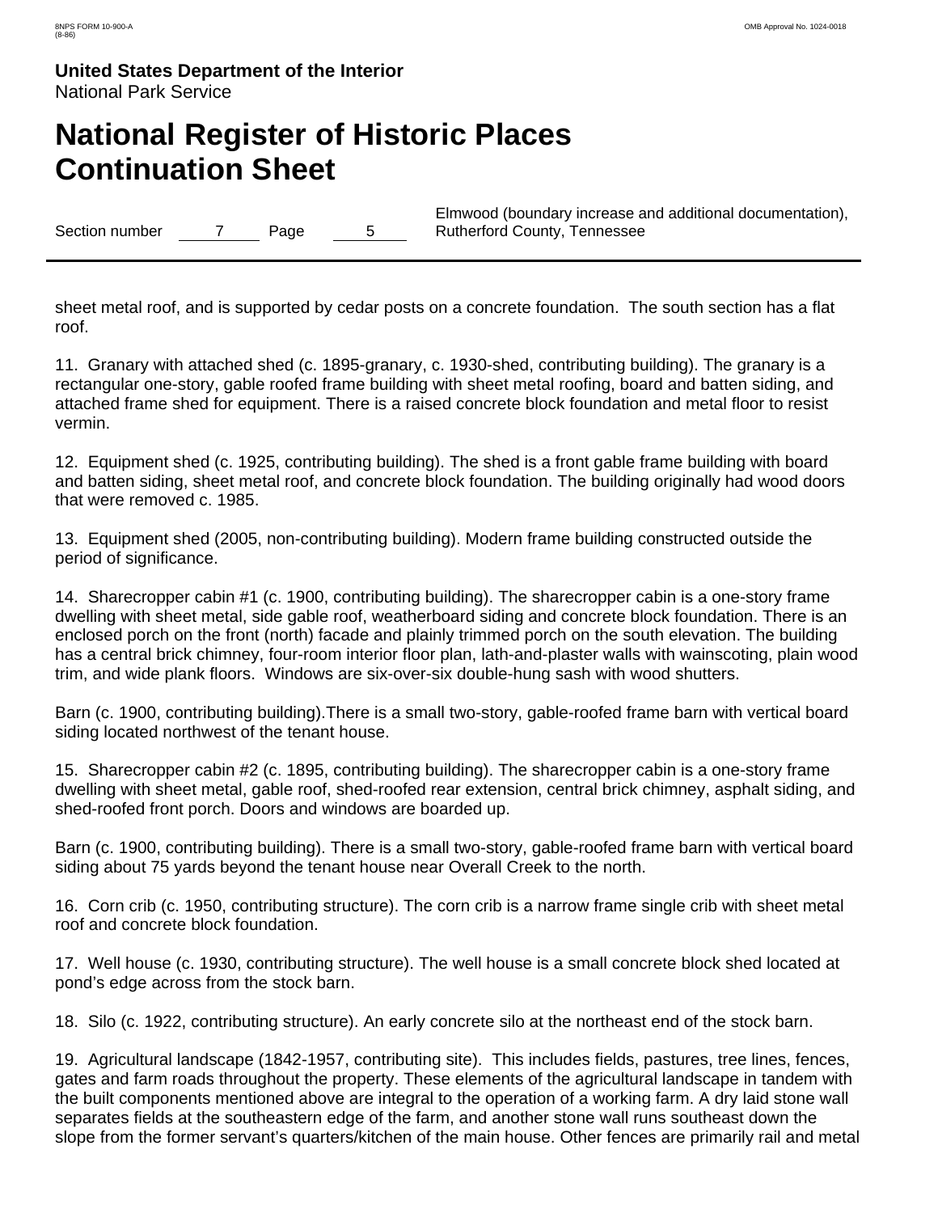sheet metal roof, and is supported by cedar posts on a concrete foundation.  The south section has a flat roof.

11.  Granary with attached shed (c. 1895-granary, c. 1930-shed, contributing building). The granary is a rectangular one-story, gable roofed frame building with sheet metal roofing, board and batten siding, and attached frame shed for equipment. There is a raised concrete block foundation and metal floor to resist vermin.

12.  Equipment shed (c. 1925, contributing building). The shed is a front gable frame building with board and batten siding, sheet metal roof, and concrete block foundation. The building originally had wood doors that were removed c. 1985.

13.  Equipment shed (2005, non-contributing building). Modern frame building constructed outside the period of significance.

14.  Sharecropper cabin #1 (c. 1900, contributing building). The sharecropper cabin is a one-story frame dwelling with sheet metal, side gable roof, weatherboard siding and concrete block foundation. There is an enclosed porch on the front (north) facade and plainly trimmed porch on the south elevation. The building has a central brick chimney, four-room interior floor plan, lath-and-plaster walls with wainscoting, plain wood trim, and wide plank floors.  Windows are six-over-six double-hung sash with wood shutters.

Barn (c. 1900, contributing building).There is a small two-story, gable-roofed frame barn with vertical board siding located northwest of the tenant house.

15.  Sharecropper cabin #2 (c. 1895, contributing building). The sharecropper cabin is a one-story frame dwelling with sheet metal, gable roof, shed-roofed rear extension, central brick chimney, asphalt siding, and shed-roofed front porch. Doors and windows are boarded up.

Barn (c. 1900, contributing building). There is a small two-story, gable-roofed frame barn with vertical board siding about 75 yards beyond the tenant house near Overall Creek to the north.

16.  Corn crib (c. 1950, contributing structure). The corn crib is a narrow frame single crib with sheet metal roof and concrete block foundation.

17.  Well house (c. 1930, contributing structure). The well house is a small concrete block shed located at pond's edge across from the stock barn.

18.  Silo (c. 1922, contributing structure). An early concrete silo at the northeast end of the stock barn.

19.  Agricultural landscape (1842-1957, contributing site).  This includes fields, pastures, tree lines, fences, gates and farm roads throughout the property. These elements of the agricultural landscape in tandem with the built components mentioned above are integral to the operation of a working farm. A dry laid stone wall separates fields at the southeastern edge of the farm, and another stone wall runs southeast down the slope from the former servant's quarters/kitchen of the main house. Other fences are primarily rail and metal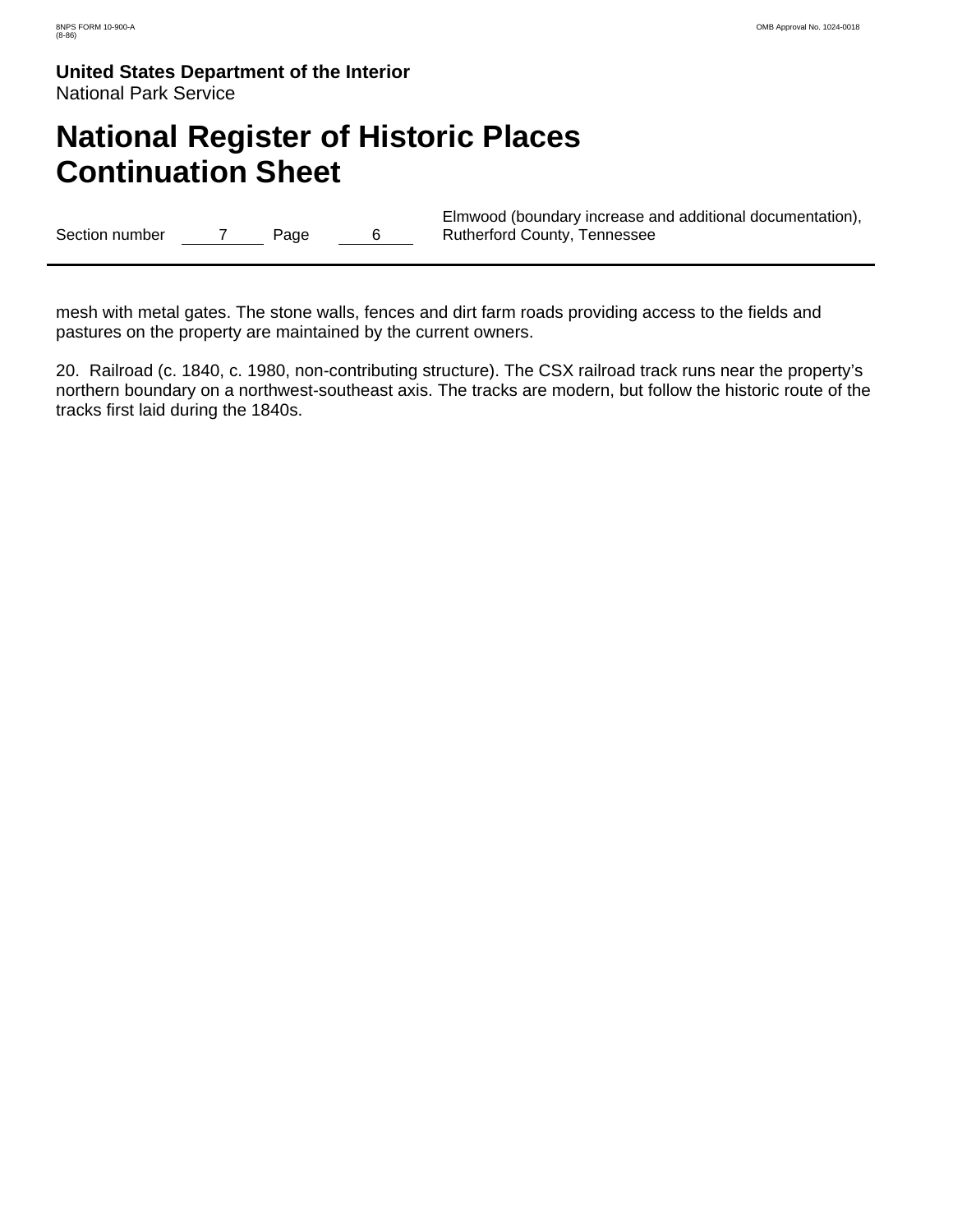mesh with metal gates. The stone walls, fences and dirt farm roads providing access to the fields and pastures on the property are maintained by the current owners.

20. Railroad (c. 1840, c. 1980, non-contributing structure). The CSX railroad track runs near the property's northern boundary on a northwest-southeast axis. The tracks are modern, but follow the historic route of the tracks first laid during the 1840s.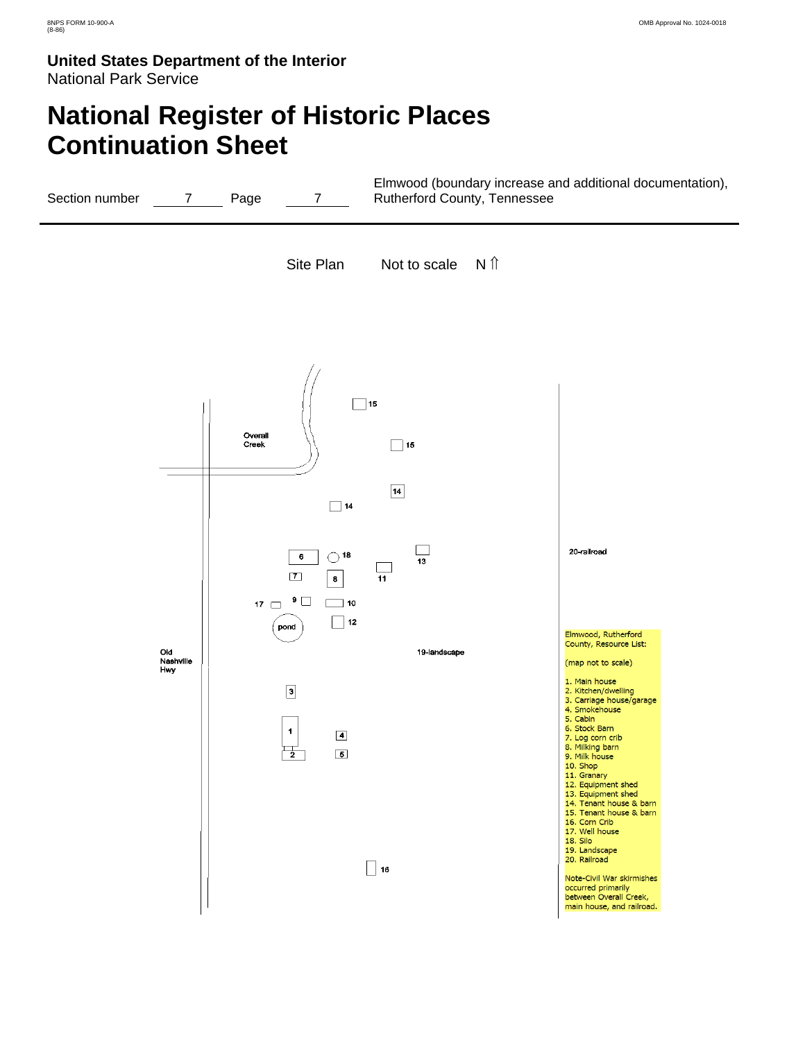# United States Department of the Interior
National Park Service

# National Register of Historic Places Continuation Sheet

Section number 7 Page 7

Elmwood (boundary increase and additional documentation), Rutherford County, Tennessee

Site Plan Not to scale N ⇑

15

Overall Creek

15

14

14

6

18

13

20-railroad

7

8

11

17

9

10

pond

12

Old Nashville Hwy

19-landscape

3

1

4

2

5

16

Elmwood, Rutherford County, Resource List:

(map not to scale)

1. Main house
2. Kitchen/dwelling
3. Carriage house/garage
4. Smokehouse
5. Cabin
6. Stock Barn
7. Log corn crib
8. Milking barn
9. Milk house
10. Shop
11. Granary
12. Equipment shed
13. Equipment shed
14. Tenant house & barn
15. Tenant house & barn
16. Corn Crib
17. Well house
18. Silo
19. Landscape
20. Railroad

Note-Civil War skirmishes occurred primarily between Overall Creek, main house, and railroad.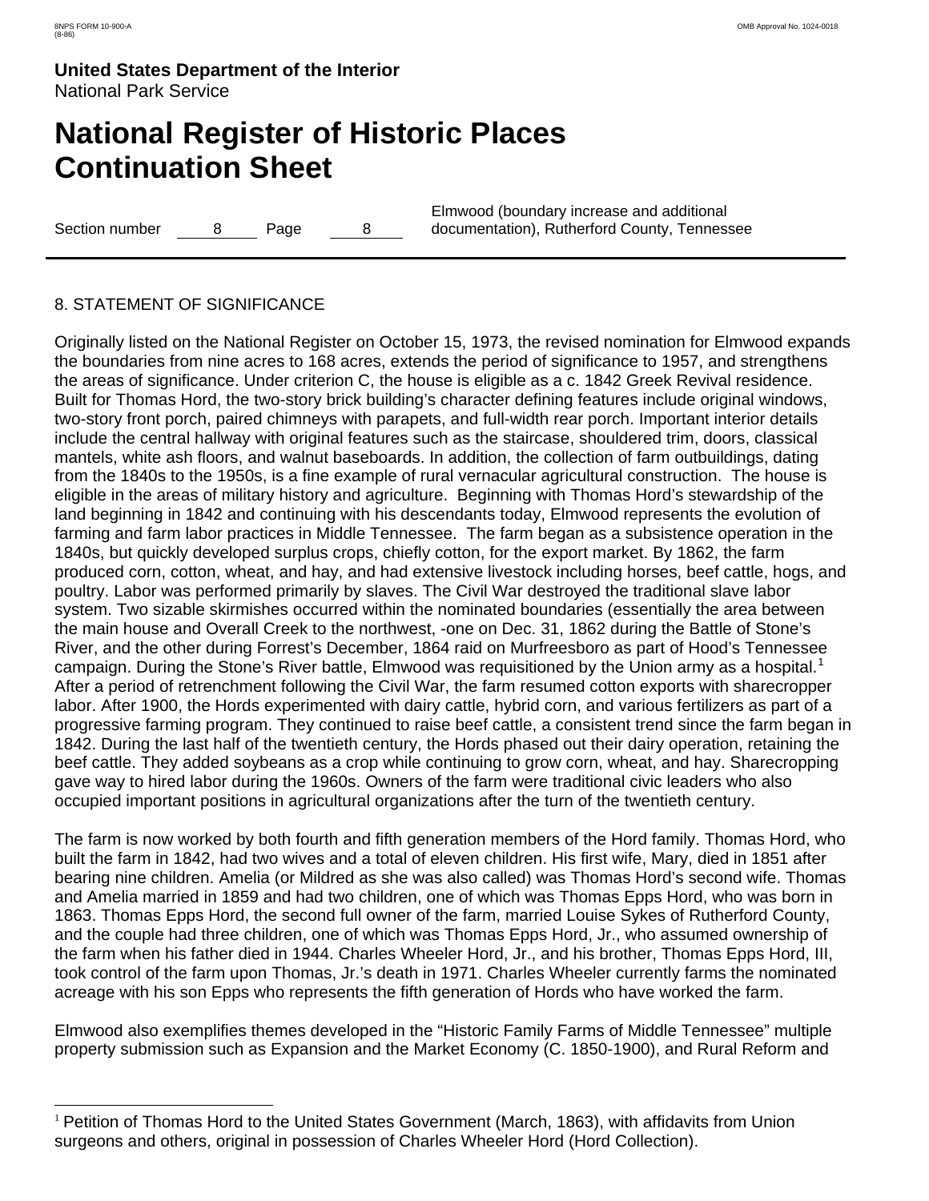## 8. STATEMENT OF SIGNIFICANCE

Originally listed on the National Register on October 15, 1973, the revised nomination for Elmwood expands the boundaries from nine acres to 168 acres, extends the period of significance to 1957, and strengthens the areas of significance. Under criterion C, the house is eligible as a c. 1842 Greek Revival residence. Built for Thomas Hord, the two-story brick building's character defining features include original windows, two-story front porch, paired chimneys with parapets, and full-width rear porch. Important interior details include the central hallway with original features such as the staircase, shouldered trim, doors, classical mantels, white ash floors, and walnut baseboards. In addition, the collection of farm outbuildings, dating from the 1840s to the 1950s, is a fine example of rural vernacular agricultural construction. The house is eligible in the areas of military history and agriculture. Beginning with Thomas Hord's stewardship of the land beginning in 1842 and continuing with his descendants today, Elmwood represents the evolution of farming and farm labor practices in Middle Tennessee. The farm began as a subsistence operation in the 1840s, but quickly developed surplus crops, chiefly cotton, for the export market. By 1862, the farm produced corn, cotton, wheat, and hay, and had extensive livestock including horses, beef cattle, hogs, and poultry. Labor was performed primarily by slaves. The Civil War destroyed the traditional slave labor system. Two sizable skirmishes occurred within the nominated boundaries (essentially the area between the main house and Overall Creek to the northwest, -one on Dec. 31, 1862 during the Battle of Stone's River, and the other during Forrest's December, 1864 raid on Murfreesboro as part of Hood's Tennessee campaign. During the Stone's River battle, Elmwood was requisitioned by the Union army as a hospital.[1] After a period of retrenchment following the Civil War, the farm resumed cotton exports with sharecropper labor. After 1900, the Hords experimented with dairy cattle, hybrid corn, and various fertilizers as part of a progressive farming program. They continued to raise beef cattle, a consistent trend since the farm began in 1842. During the last half of the twentieth century, the Hords phased out their dairy operation, retaining the beef cattle. They added soybeans as a crop while continuing to grow corn, wheat, and hay. Sharecropping gave way to hired labor during the 1960s. Owners of the farm were traditional civic leaders who also occupied important positions in agricultural organizations after the turn of the twentieth century.

The farm is now worked by both fourth and fifth generation members of the Hord family. Thomas Hord, who built the farm in 1842, had two wives and a total of eleven children. His first wife, Mary, died in 1851 after bearing nine children. Amelia (or Mildred as she was also called) was Thomas Hord's second wife. Thomas and Amelia married in 1859 and had two children, one of which was Thomas Epps Hord, who was born in 1863. Thomas Epps Hord, the second full owner of the farm, married Louise Sykes of Rutherford County, and the couple had three children, one of which was Thomas Epps Hord, Jr., who assumed ownership of the farm when his father died in 1944. Charles Wheeler Hord, Jr., and his brother, Thomas Epps Hord, III, took control of the farm upon Thomas, Jr.'s death in 1971. Charles Wheeler currently farms the nominated acreage with his son Epps who represents the fifth generation of Hords who have worked the farm.

Elmwood also exemplifies themes developed in the "Historic Family Farms of Middle Tennessee" multiple property submission such as Expansion and the Market Economy (C. 1850-1900), and Rural Reform and

[1] Petition of Thomas Hord to the United States Government (March, 1863), with affidavits from Union surgeons and others, original in possession of Charles Wheeler Hord (Hord Collection).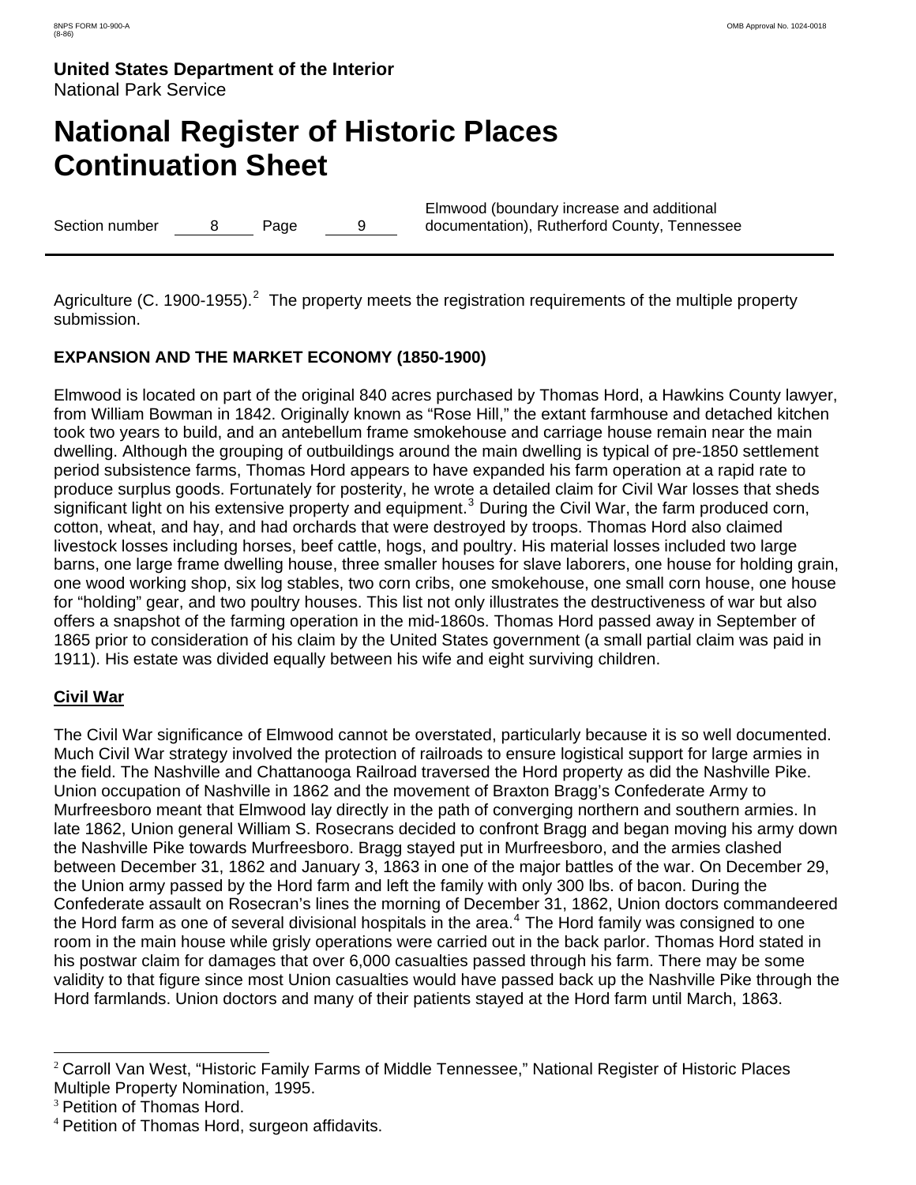Agriculture (C. 1900-1955).[2] The property meets the registration requirements of the multiple property submission.

**EXPANSION AND THE MARKET ECONOMY (1850-1900)**

Elmwood is located on part of the original 840 acres purchased by Thomas Hord, a Hawkins County lawyer, from William Bowman in 1842. Originally known as "Rose Hill," the extant farmhouse and detached kitchen took two years to build, and an antebellum frame smokehouse and carriage house remain near the main dwelling. Although the grouping of outbuildings around the main dwelling is typical of pre-1850 settlement period subsistence farms, Thomas Hord appears to have expanded his farm operation at a rapid rate to produce surplus goods. Fortunately for posterity, he wrote a detailed claim for Civil War losses that sheds significant light on his extensive property and equipment.[3] During the Civil War, the farm produced corn, cotton, wheat, and hay, and had orchards that were destroyed by troops. Thomas Hord also claimed livestock losses including horses, beef cattle, hogs, and poultry. His material losses included two large barns, one large frame dwelling house, three smaller houses for slave laborers, one house for holding grain, one wood working shop, six log stables, two corn cribs, one smokehouse, one small corn house, one house for "holding" gear, and two poultry houses. This list not only illustrates the destructiveness of war but also offers a snapshot of the farming operation in the mid-1860s. Thomas Hord passed away in September of 1865 prior to consideration of his claim by the United States government (a small partial claim was paid in 1911). His estate was divided equally between his wife and eight surviving children.

**Civil War**

The Civil War significance of Elmwood cannot be overstated, particularly because it is so well documented. Much Civil War strategy involved the protection of railroads to ensure logistical support for large armies in the field. The Nashville and Chattanooga Railroad traversed the Hord property as did the Nashville Pike. Union occupation of Nashville in 1862 and the movement of Braxton Bragg's Confederate Army to Murfreesboro meant that Elmwood lay directly in the path of converging northern and southern armies. In late 1862, Union general William S. Rosecrans decided to confront Bragg and began moving his army down the Nashville Pike towards Murfreesboro. Bragg stayed put in Murfreesboro, and the armies clashed between December 31, 1862 and January 3, 1863 in one of the major battles of the war. On December 29, the Union army passed by the Hord farm and left the family with only 300 lbs. of bacon. During the Confederate assault on Rosecran's lines the morning of December 31, 1862, Union doctors commandeered the Hord farm as one of several divisional hospitals in the area.[4] The Hord family was consigned to one room in the main house while grisly operations were carried out in the back parlor. Thomas Hord stated in his postwar claim for damages that over 6,000 casualties passed through his farm. There may be some validity to that figure since most Union casualties would have passed back up the Nashville Pike through the Hord farmlands. Union doctors and many of their patients stayed at the Hord farm until March, 1863.

---

[2] Carroll Van West, "Historic Family Farms of Middle Tennessee," National Register of Historic Places Multiple Property Nomination, 1995.

[3] Petition of Thomas Hord.

[4] Petition of Thomas Hord, surgeon affidavits.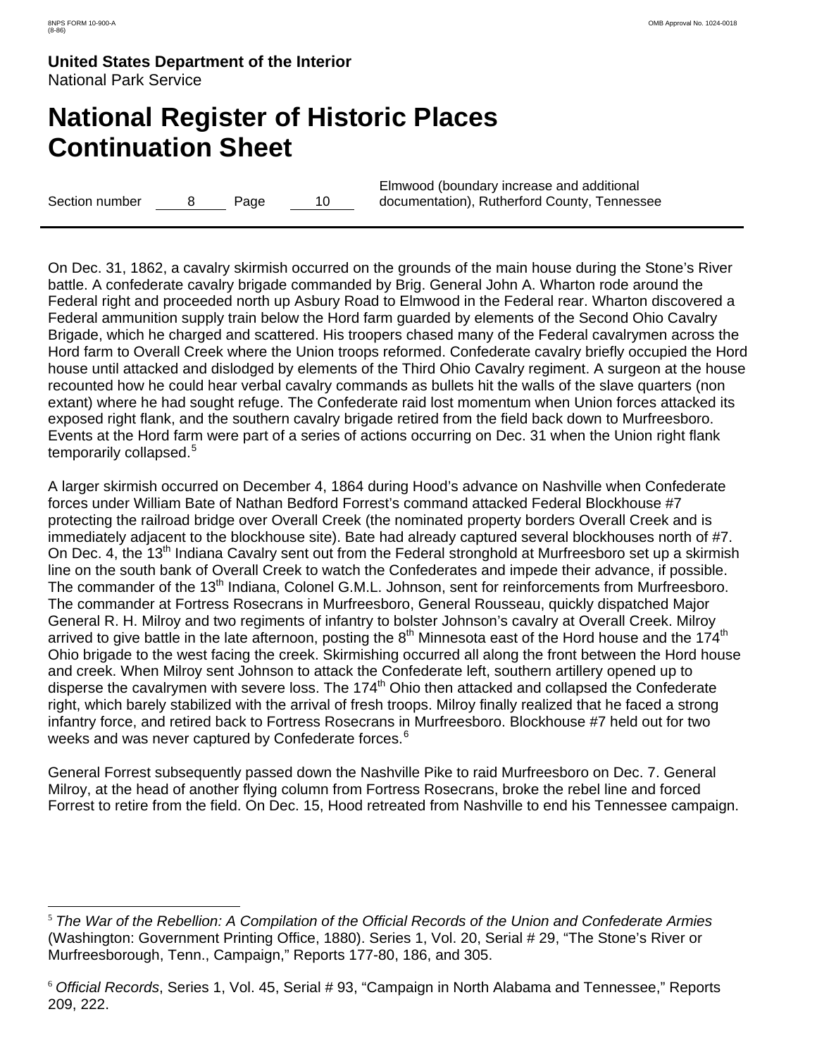On Dec. 31, 1862, a cavalry skirmish occurred on the grounds of the main house during the Stone's River battle. A confederate cavalry brigade commanded by Brig. General John A. Wharton rode around the Federal right and proceeded north up Asbury Road to Elmwood in the Federal rear. Wharton discovered a Federal ammunition supply train below the Hord farm guarded by elements of the Second Ohio Cavalry Brigade, which he charged and scattered. His troopers chased many of the Federal cavalrymen across the Hord farm to Overall Creek where the Union troops reformed. Confederate cavalry briefly occupied the Hord house until attacked and dislodged by elements of the Third Ohio Cavalry regiment. A surgeon at the house recounted how he could hear verbal cavalry commands as bullets hit the walls of the slave quarters (non extant) where he had sought refuge. The Confederate raid lost momentum when Union forces attacked its exposed right flank, and the southern cavalry brigade retired from the field back down to Murfreesboro. Events at the Hord farm were part of a series of actions occurring on Dec. 31 when the Union right flank temporarily collapsed.[5]

A larger skirmish occurred on December 4, 1864 during Hood's advance on Nashville when Confederate forces under William Bate of Nathan Bedford Forrest's command attacked Federal Blockhouse #7 protecting the railroad bridge over Overall Creek (the nominated property borders Overall Creek and is immediately adjacent to the blockhouse site). Bate had already captured several blockhouses north of #7. On Dec. 4, the 13th Indiana Cavalry sent out from the Federal stronghold at Murfreesboro set up a skirmish line on the south bank of Overall Creek to watch the Confederates and impede their advance, if possible. The commander of the 13th Indiana, Colonel G.M.L. Johnson, sent for reinforcements from Murfreesboro. The commander at Fortress Rosecrans in Murfreesboro, General Rousseau, quickly dispatched Major General R. H. Milroy and two regiments of infantry to bolster Johnson's cavalry at Overall Creek. Milroy arrived to give battle in the late afternoon, posting the 8th Minnesota east of the Hord house and the 174th Ohio brigade to the west facing the creek. Skirmishing occurred all along the front between the Hord house and creek. When Milroy sent Johnson to attack the Confederate left, southern artillery opened up to disperse the cavalrymen with severe loss. The 174th Ohio then attacked and collapsed the Confederate right, which barely stabilized with the arrival of fresh troops. Milroy finally realized that he faced a strong infantry force, and retired back to Fortress Rosecrans in Murfreesboro. Blockhouse #7 held out for two weeks and was never captured by Confederate forces.[6]

General Forrest subsequently passed down the Nashville Pike to raid Murfreesboro on Dec. 7. General Milroy, at the head of another flying column from Fortress Rosecrans, broke the rebel line and forced Forrest to retire from the field. On Dec. 15, Hood retreated from Nashville to end his Tennessee campaign.

---

[5] *The War of the Rebellion: A Compilation of the Official Records of the Union and Confederate Armies* (Washington: Government Printing Office, 1880). Series 1, Vol. 20, Serial # 29, "The Stone's River or Murfreesborough, Tenn., Campaign," Reports 177-80, 186, and 305.

[6] *Official Records*, Series 1, Vol. 45, Serial # 93, "Campaign in North Alabama and Tennessee," Reports 209, 222.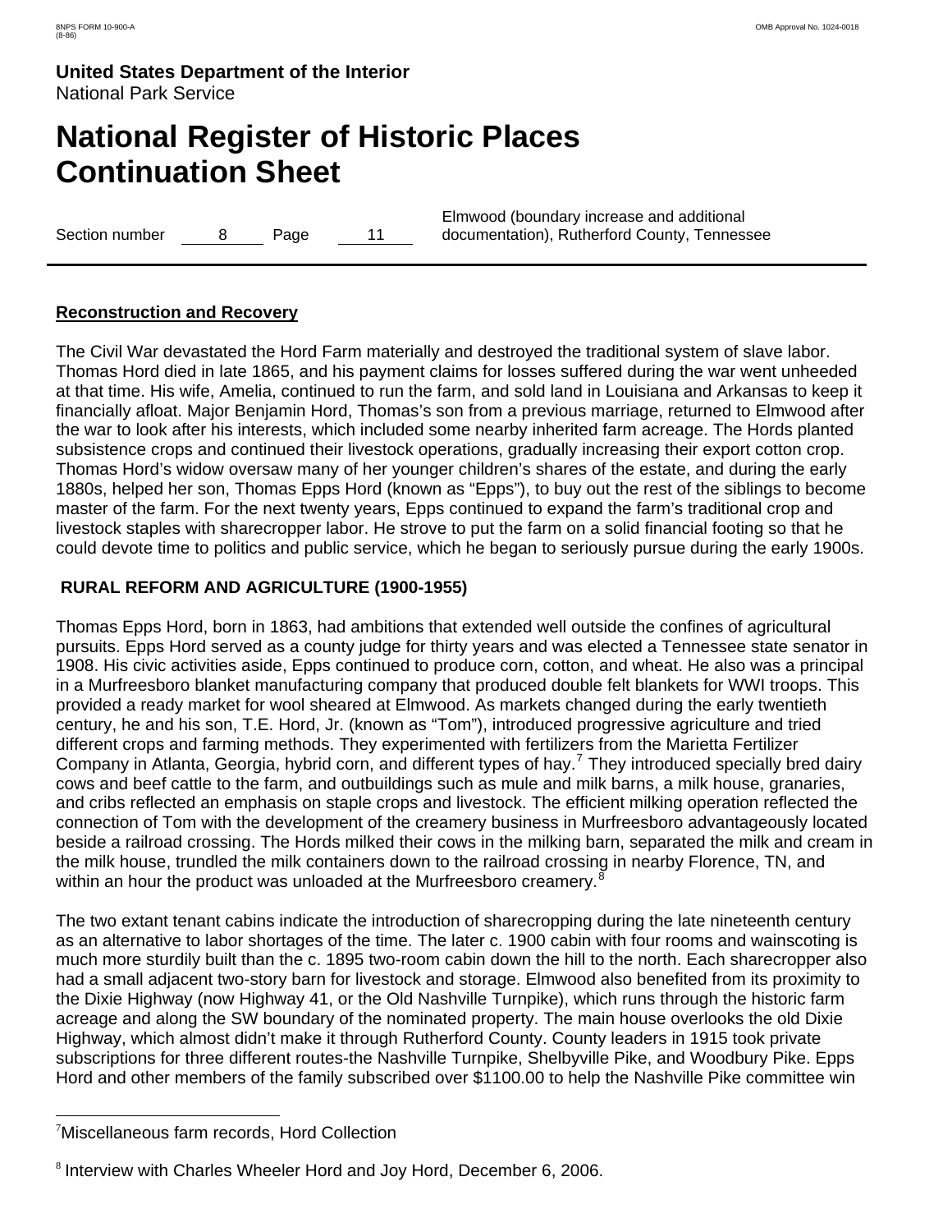## Reconstruction and Recovery

The Civil War devastated the Hord Farm materially and destroyed the traditional system of slave labor. Thomas Hord died in late 1865, and his payment claims for losses suffered during the war went unheeded at that time. His wife, Amelia, continued to run the farm, and sold land in Louisiana and Arkansas to keep it financially afloat. Major Benjamin Hord, Thomas's son from a previous marriage, returned to Elmwood after the war to look after his interests, which included some nearby inherited farm acreage. The Hords planted subsistence crops and continued their livestock operations, gradually increasing their export cotton crop. Thomas Hord's widow oversaw many of her younger children's shares of the estate, and during the early 1880s, helped her son, Thomas Epps Hord (known as "Epps"), to buy out the rest of the siblings to become master of the farm. For the next twenty years, Epps continued to expand the farm's traditional crop and livestock staples with sharecropper labor. He strove to put the farm on a solid financial footing so that he could devote time to politics and public service, which he began to seriously pursue during the early 1900s.

## RURAL REFORM AND AGRICULTURE (1900-1955)

Thomas Epps Hord, born in 1863, had ambitions that extended well outside the confines of agricultural pursuits. Epps Hord served as a county judge for thirty years and was elected a Tennessee state senator in 1908. His civic activities aside, Epps continued to produce corn, cotton, and wheat. He also was a principal in a Murfreesboro blanket manufacturing company that produced double felt blankets for WWI troops. This provided a ready market for wool sheared at Elmwood. As markets changed during the early twentieth century, he and his son, T.E. Hord, Jr. (known as "Tom"), introduced progressive agriculture and tried different crops and farming methods. They experimented with fertilizers from the Marietta Fertilizer Company in Atlanta, Georgia, hybrid corn, and different types of hay.[7] They introduced specially bred dairy cows and beef cattle to the farm, and outbuildings such as mule and milk barns, a milk house, granaries, and cribs reflected an emphasis on staple crops and livestock. The efficient milking operation reflected the connection of Tom with the development of the creamery business in Murfreesboro advantageously located beside a railroad crossing. The Hords milked their cows in the milking barn, separated the milk and cream in the milk house, trundled the milk containers down to the railroad crossing in nearby Florence, TN, and within an hour the product was unloaded at the Murfreesboro creamery.[8]

The two extant tenant cabins indicate the introduction of sharecropping during the late nineteenth century as an alternative to labor shortages of the time. The later c. 1900 cabin with four rooms and wainscoting is much more sturdily built than the c. 1895 two-room cabin down the hill to the north. Each sharecropper also had a small adjacent two-story barn for livestock and storage. Elmwood also benefited from its proximity to the Dixie Highway (now Highway 41, or the Old Nashville Turnpike), which runs through the historic farm acreage and along the SW boundary of the nominated property. The main house overlooks the old Dixie Highway, which almost didn't make it through Rutherford County. County leaders in 1915 took private subscriptions for three different routes-the Nashville Turnpike, Shelbyville Pike, and Woodbury Pike. Epps Hord and other members of the family subscribed over $1100.00 to help the Nashville Pike committee win

---

[7] Miscellaneous farm records, Hord Collection

[8] Interview with Charles Wheeler Hord and Joy Hord, December 6, 2006.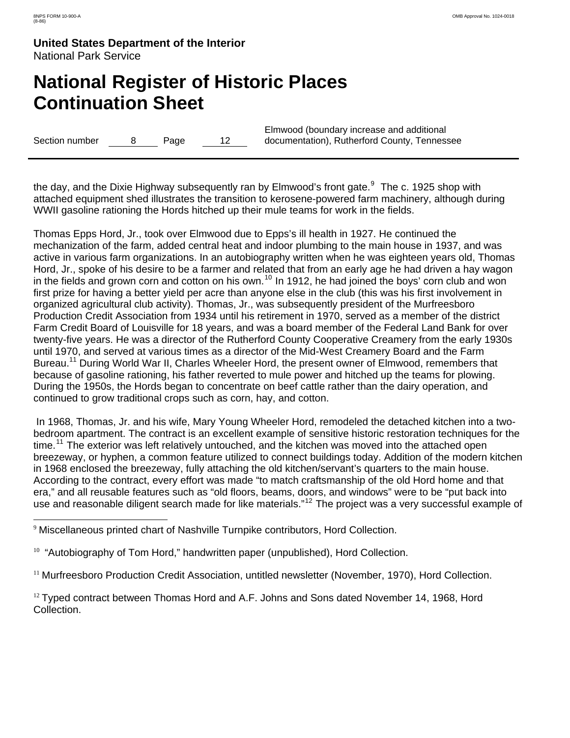the day, and the Dixie Highway subsequently ran by Elmwood's front gate.[9] The c. 1925 shop with attached equipment shed illustrates the transition to kerosene-powered farm machinery, although during WWII gasoline rationing the Hords hitched up their mule teams for work in the fields.

Thomas Epps Hord, Jr., took over Elmwood due to Epps's ill health in 1927. He continued the mechanization of the farm, added central heat and indoor plumbing to the main house in 1937, and was active in various farm organizations. In an autobiography written when he was eighteen years old, Thomas Hord, Jr., spoke of his desire to be a farmer and related that from an early age he had driven a hay wagon in the fields and grown corn and cotton on his own.[10] In 1912, he had joined the boys' corn club and won first prize for having a better yield per acre than anyone else in the club (this was his first involvement in organized agricultural club activity). Thomas, Jr., was subsequently president of the Murfreesboro Production Credit Association from 1934 until his retirement in 1970, served as a member of the district Farm Credit Board of Louisville for 18 years, and was a board member of the Federal Land Bank for over twenty-five years. He was a director of the Rutherford County Cooperative Creamery from the early 1930s until 1970, and served at various times as a director of the Mid-West Creamery Board and the Farm Bureau.[11] During World War II, Charles Wheeler Hord, the present owner of Elmwood, remembers that because of gasoline rationing, his father reverted to mule power and hitched up the teams for plowing. During the 1950s, the Hords began to concentrate on beef cattle rather than the dairy operation, and continued to grow traditional crops such as corn, hay, and cotton.

In 1968, Thomas, Jr. and his wife, Mary Young Wheeler Hord, remodeled the detached kitchen into a two-bedroom apartment. The contract is an excellent example of sensitive historic restoration techniques for the time.[11] The exterior was left relatively untouched, and the kitchen was moved into the attached open breezeway, or hyphen, a common feature utilized to connect buildings today. Addition of the modern kitchen in 1968 enclosed the breezeway, fully attaching the old kitchen/servant's quarters to the main house. According to the contract, every effort was made "to match craftsmanship of the old Hord home and that era," and all reusable features such as "old floors, beams, doors, and windows" were to be "put back into use and reasonable diligent search made for like materials."[12] The project was a very successful example of

---

[9] Miscellaneous printed chart of Nashville Turnpike contributors, Hord Collection.

[10] "Autobiography of Tom Hord," handwritten paper (unpublished), Hord Collection.

[11] Murfreesboro Production Credit Association, untitled newsletter (November, 1970), Hord Collection.

[12] Typed contract between Thomas Hord and A.F. Johns and Sons dated November 14, 1968, Hord Collection.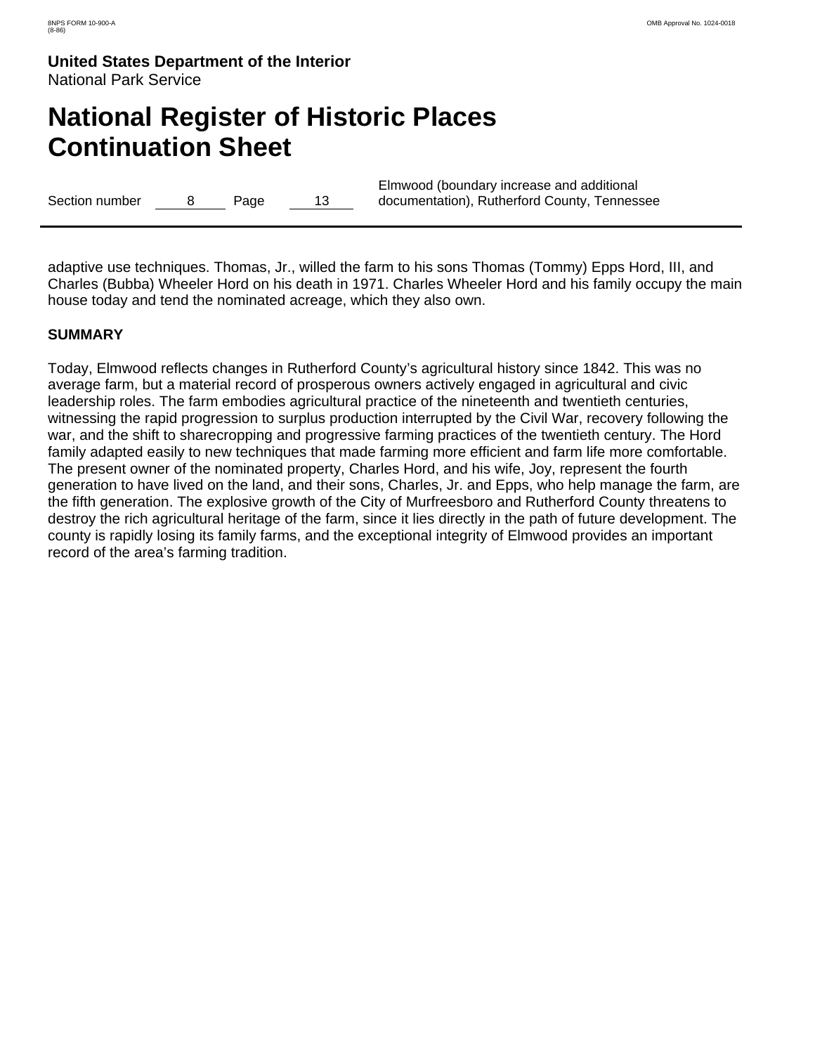adaptive use techniques. Thomas, Jr., willed the farm to his sons Thomas (Tommy) Epps Hord, III, and Charles (Bubba) Wheeler Hord on his death in 1971. Charles Wheeler Hord and his family occupy the main house today and tend the nominated acreage, which they also own.

**SUMMARY**

Today, Elmwood reflects changes in Rutherford County's agricultural history since 1842. This was no average farm, but a material record of prosperous owners actively engaged in agricultural and civic leadership roles. The farm embodies agricultural practice of the nineteenth and twentieth centuries, witnessing the rapid progression to surplus production interrupted by the Civil War, recovery following the war, and the shift to sharecropping and progressive farming practices of the twentieth century. The Hord family adapted easily to new techniques that made farming more efficient and farm life more comfortable. The present owner of the nominated property, Charles Hord, and his wife, Joy, represent the fourth generation to have lived on the land, and their sons, Charles, Jr. and Epps, who help manage the farm, are the fifth generation. The explosive growth of the City of Murfreesboro and Rutherford County threatens to destroy the rich agricultural heritage of the farm, since it lies directly in the path of future development. The county is rapidly losing its family farms, and the exceptional integrity of Elmwood provides an important record of the area's farming tradition.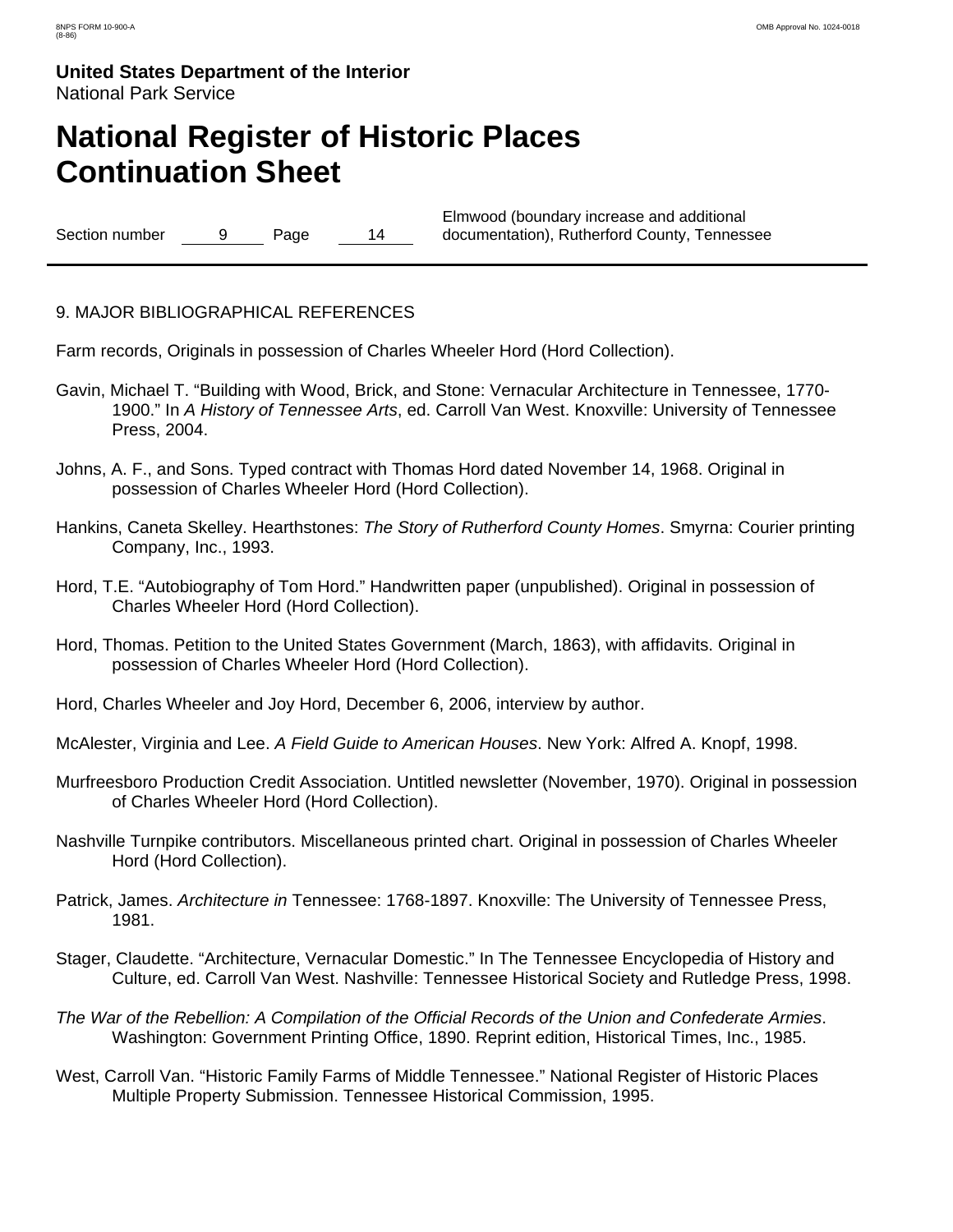# United States Department of the Interior
National Park Service

# National Register of Historic Places Continuation Sheet

Section number 9 Page 14

Elmwood (boundary increase and additional documentation), Rutherford County, Tennessee

## 9. MAJOR BIBLIOGRAPHICAL REFERENCES

Farm records, Originals in possession of Charles Wheeler Hord (Hord Collection).

Gavin, Michael T. "Building with Wood, Brick, and Stone: Vernacular Architecture in Tennessee, 1770-1900." In *A History of Tennessee Arts*, ed. Carroll Van West. Knoxville: University of Tennessee Press, 2004.

Johns, A. F., and Sons. Typed contract with Thomas Hord dated November 14, 1968. Original in possession of Charles Wheeler Hord (Hord Collection).

Hankins, Caneta Skelley. Hearthstones: *The Story of Rutherford County Homes*. Smyrna: Courier printing Company, Inc., 1993.

Hord, T.E. "Autobiography of Tom Hord." Handwritten paper (unpublished). Original in possession of Charles Wheeler Hord (Hord Collection).

Hord, Thomas. Petition to the United States Government (March, 1863), with affidavits. Original in possession of Charles Wheeler Hord (Hord Collection).

Hord, Charles Wheeler and Joy Hord, December 6, 2006, interview by author.

McAlester, Virginia and Lee. *A Field Guide to American Houses*. New York: Alfred A. Knopf, 1998.

Murfreesboro Production Credit Association. Untitled newsletter (November, 1970). Original in possession of Charles Wheeler Hord (Hord Collection).

Nashville Turnpike contributors. Miscellaneous printed chart. Original in possession of Charles Wheeler Hord (Hord Collection).

Patrick, James. *Architecture in* Tennessee: 1768-1897. Knoxville: The University of Tennessee Press, 1981.

Stager, Claudette. "Architecture, Vernacular Domestic." In The Tennessee Encyclopedia of History and Culture, ed. Carroll Van West. Nashville: Tennessee Historical Society and Rutledge Press, 1998.

*The War of the Rebellion: A Compilation of the Official Records of the Union and Confederate Armies*. Washington: Government Printing Office, 1890. Reprint edition, Historical Times, Inc., 1985.

West, Carroll Van. "Historic Family Farms of Middle Tennessee." National Register of Historic Places Multiple Property Submission. Tennessee Historical Commission, 1995.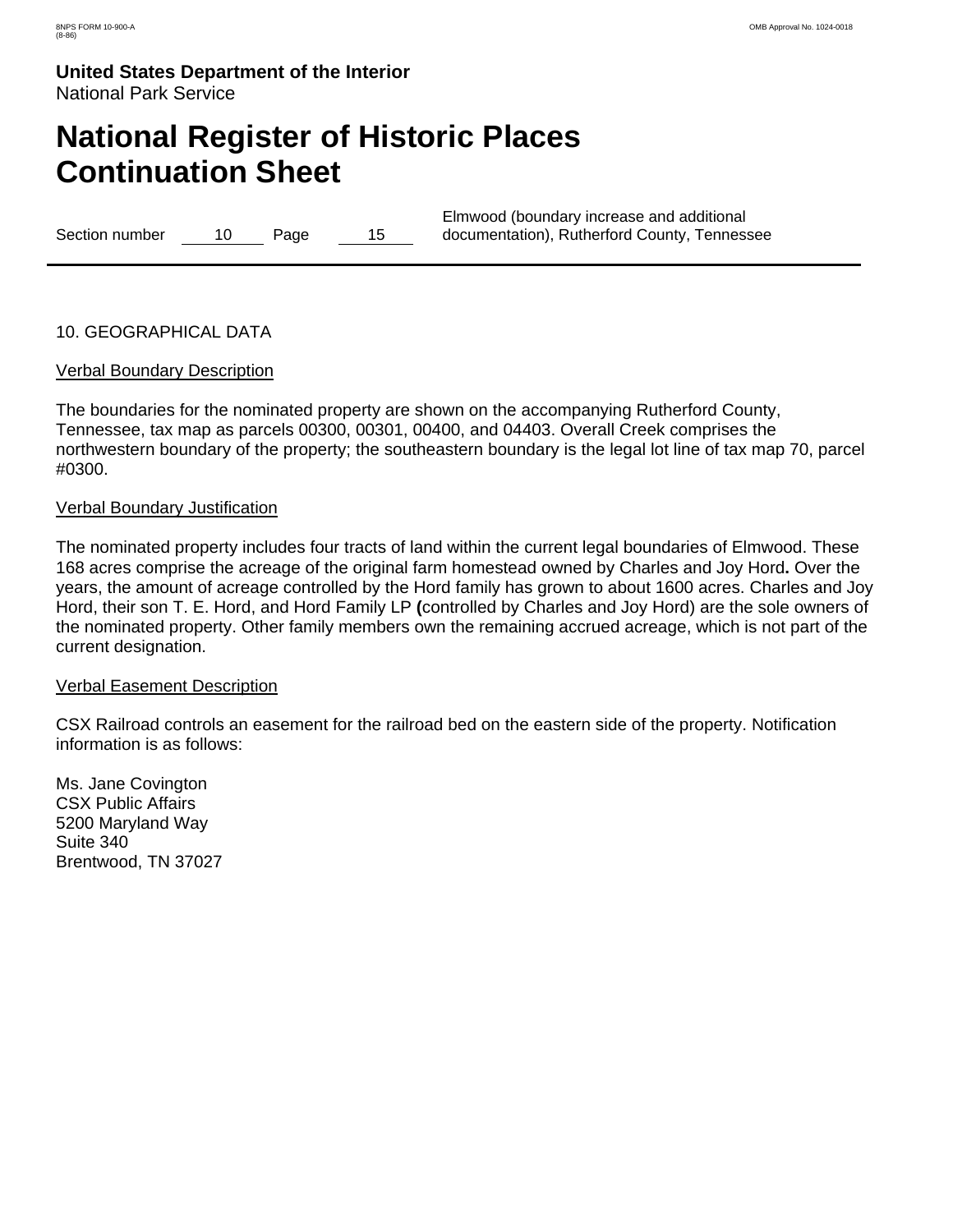10. GEOGRAPHICAL DATA

Verbal Boundary Description

The boundaries for the nominated property are shown on the accompanying Rutherford County, Tennessee, tax map as parcels 00300, 00301, 00400, and 04403. Overall Creek comprises the northwestern boundary of the property; the southeastern boundary is the legal lot line of tax map 70, parcel #0300.

Verbal Boundary Justification

The nominated property includes four tracts of land within the current legal boundaries of Elmwood. These 168 acres comprise the acreage of the original farm homestead owned by Charles and Joy Hord**.** Over the years, the amount of acreage controlled by the Hord family has grown to about 1600 acres. Charles and Joy Hord, their son T. E. Hord, and Hord Family LP **(**controlled by Charles and Joy Hord) are the sole owners of the nominated property. Other family members own the remaining accrued acreage, which is not part of the current designation.

Verbal Easement Description

CSX Railroad controls an easement for the railroad bed on the eastern side of the property. Notification information is as follows:

Ms. Jane Covington
CSX Public Affairs
5200 Maryland Way
Suite 340
Brentwood, TN 37027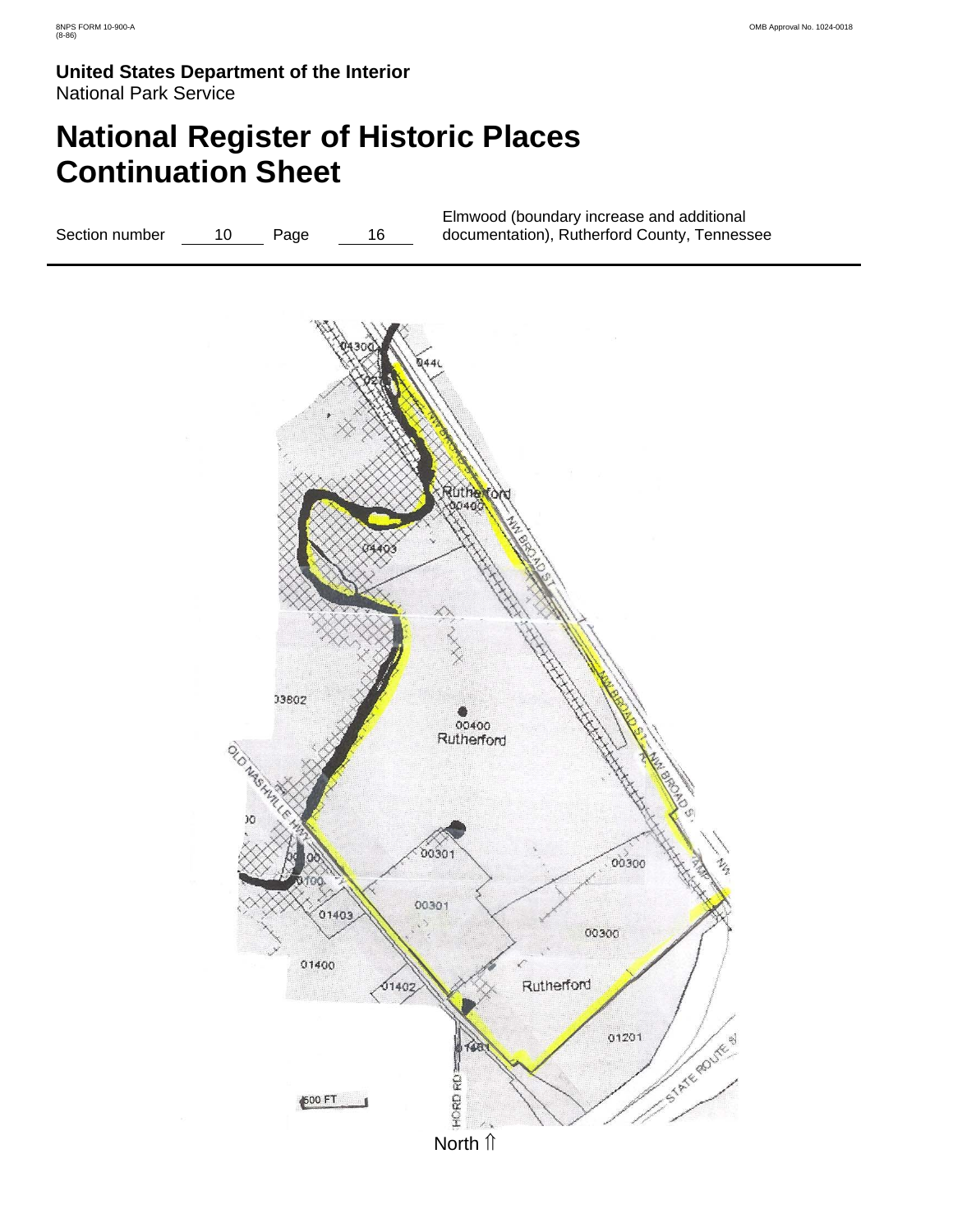# United States Department of the Interior
National Park Service

# National Register of Historic Places Continuation Sheet

Section number 10 Page 16

Elmwood (boundary increase and additional documentation), Rutherford County, Tennessee

North ⥣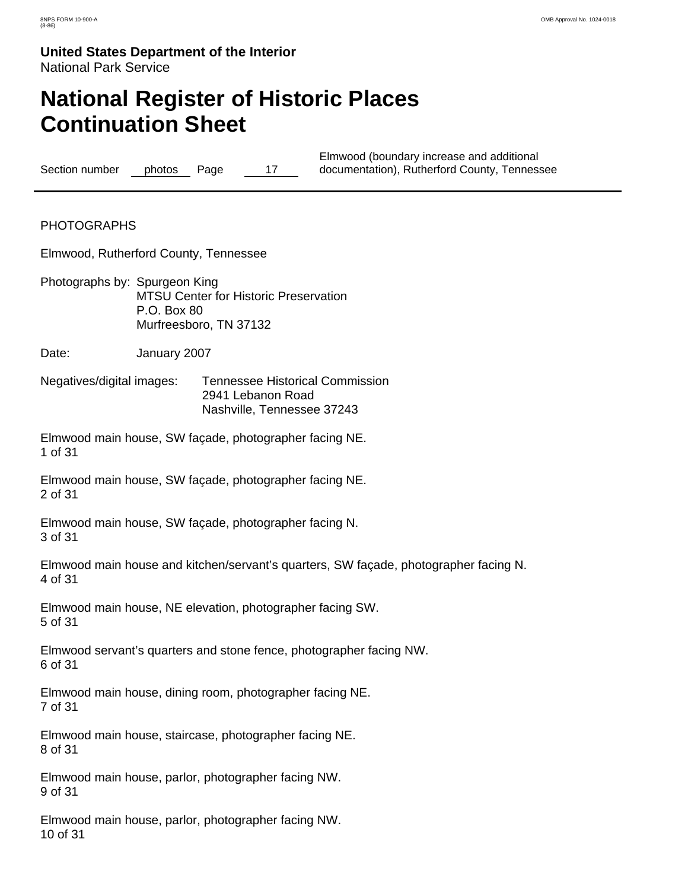PHOTOGRAPHS

Elmwood, Rutherford County, Tennessee

Photographs by: Spurgeon King
MTSU Center for Historic Preservation
P.O. Box 80
Murfreesboro, TN 37132

Date: January 2007

Negatives/digital images: Tennessee Historical Commission
2941 Lebanon Road
Nashville, Tennessee 37243

Elmwood main house, SW façade, photographer facing NE.
1 of 31

Elmwood main house, SW façade, photographer facing NE.
2 of 31

Elmwood main house, SW façade, photographer facing N.
3 of 31

Elmwood main house and kitchen/servant's quarters, SW façade, photographer facing N.
4 of 31

Elmwood main house, NE elevation, photographer facing SW.
5 of 31

Elmwood servant's quarters and stone fence, photographer facing NW.
6 of 31

Elmwood main house, dining room, photographer facing NE.
7 of 31

Elmwood main house, staircase, photographer facing NE.
8 of 31

Elmwood main house, parlor, photographer facing NW.
9 of 31

Elmwood main house, parlor, photographer facing NW.
10 of 31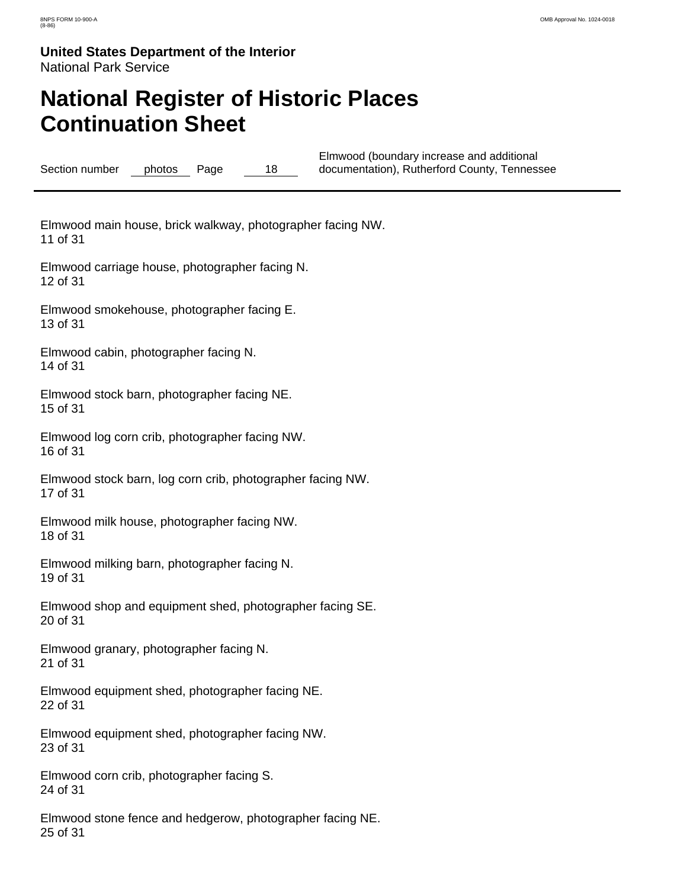Elmwood main house, brick walkway, photographer facing NW.
11 of 31

Elmwood carriage house, photographer facing N.
12 of 31

Elmwood smokehouse, photographer facing E.
13 of 31

Elmwood cabin, photographer facing N.
14 of 31

Elmwood stock barn, photographer facing NE.
15 of 31

Elmwood log corn crib, photographer facing NW.
16 of 31

Elmwood stock barn, log corn crib, photographer facing NW.
17 of 31

Elmwood milk house, photographer facing NW.
18 of 31

Elmwood milking barn, photographer facing N.
19 of 31

Elmwood shop and equipment shed, photographer facing SE.
20 of 31

Elmwood granary, photographer facing N.
21 of 31

Elmwood equipment shed, photographer facing NE.
22 of 31

Elmwood equipment shed, photographer facing NW.
23 of 31

Elmwood corn crib, photographer facing S.
24 of 31

Elmwood stone fence and hedgerow, photographer facing NE.
25 of 31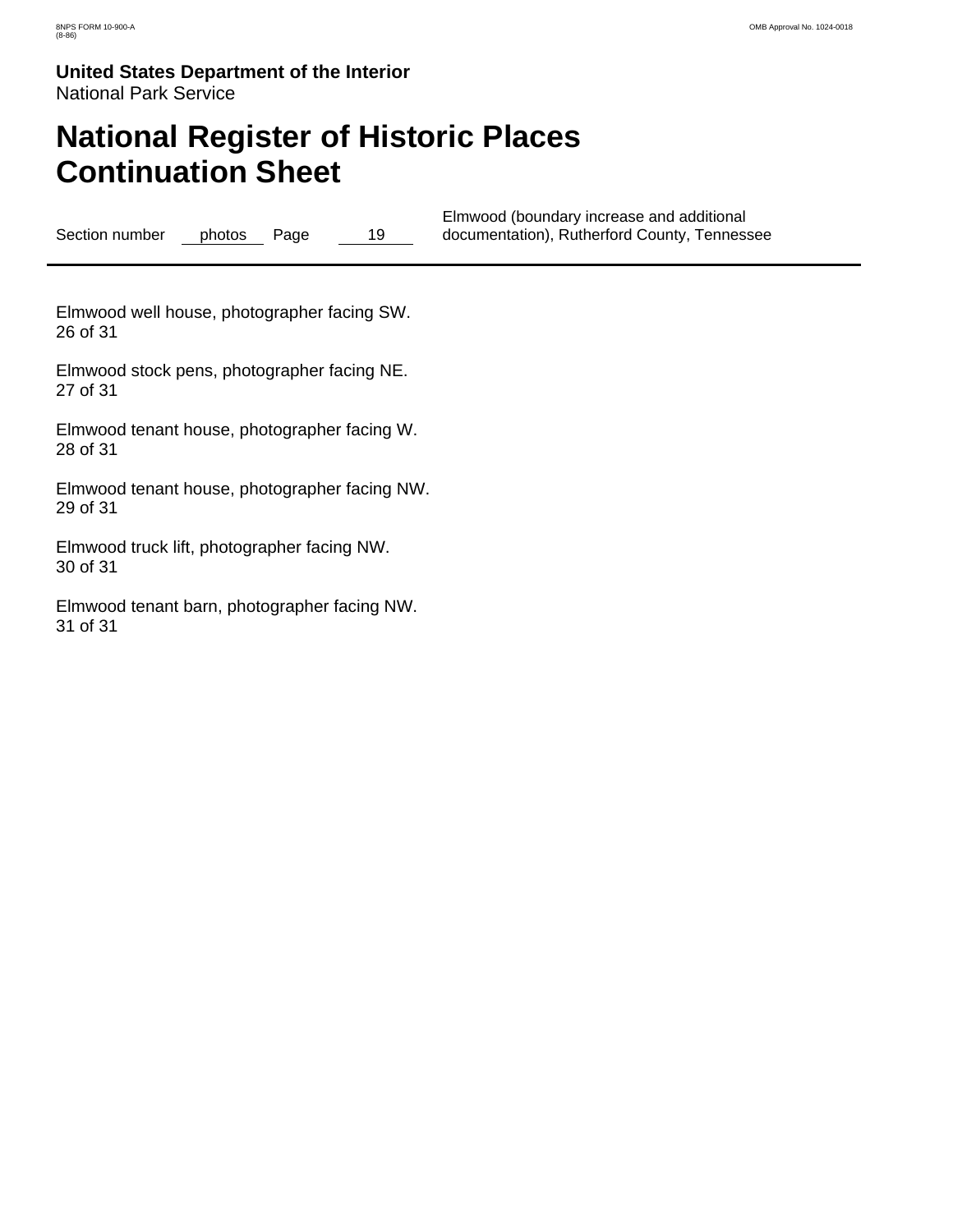Elmwood well house, photographer facing SW.
26 of 31

Elmwood stock pens, photographer facing NE.
27 of 31

Elmwood tenant house, photographer facing W.
28 of 31

Elmwood tenant house, photographer facing NW.
29 of 31

Elmwood truck lift, photographer facing NW.
30 of 31

Elmwood tenant barn, photographer facing NW.
31 of 31